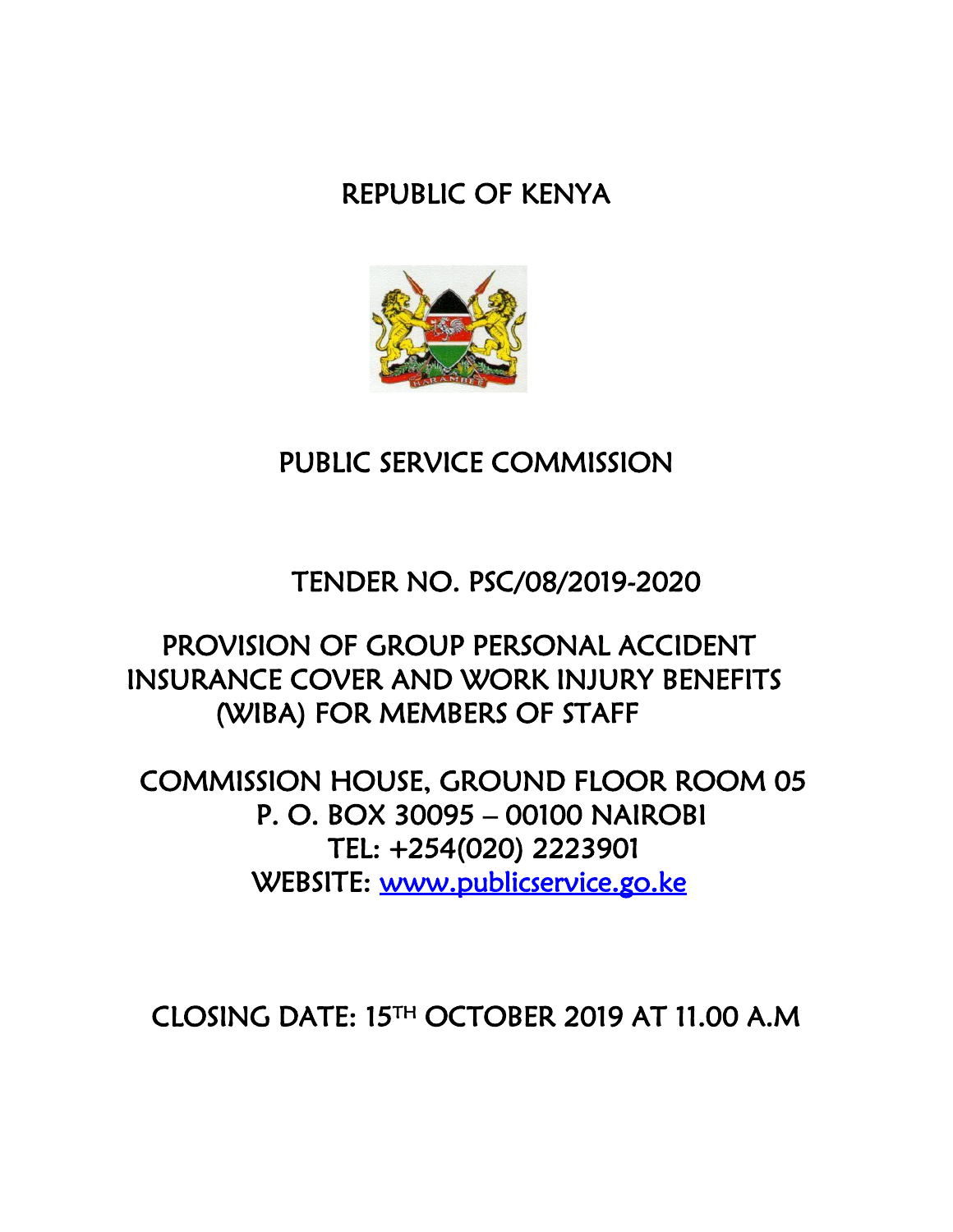# REPUBLIC OF KENYA

# PUBLIC SERVICE COMMISSION

## TENDER NO. PSC/08/2019-2020

## PROVISION OF GROUP PERSONAL ACCIDENT INSURANCE COVER AND WORK INJURY BENEFITS (WIBA) FOR MEMBERS OF STAFF

COMMISSION HOUSE, GROUND FLOOR ROOM 05
P. O. BOX 30095 – 00100 NAIROBI
TEL: +254(020) 2223901
WEBSITE: [www.publicservice.go.ke](http://www.publicservice.go.ke)

**CLOSING DATE: 15TH OCTOBER 2019 AT 11.00 A.M**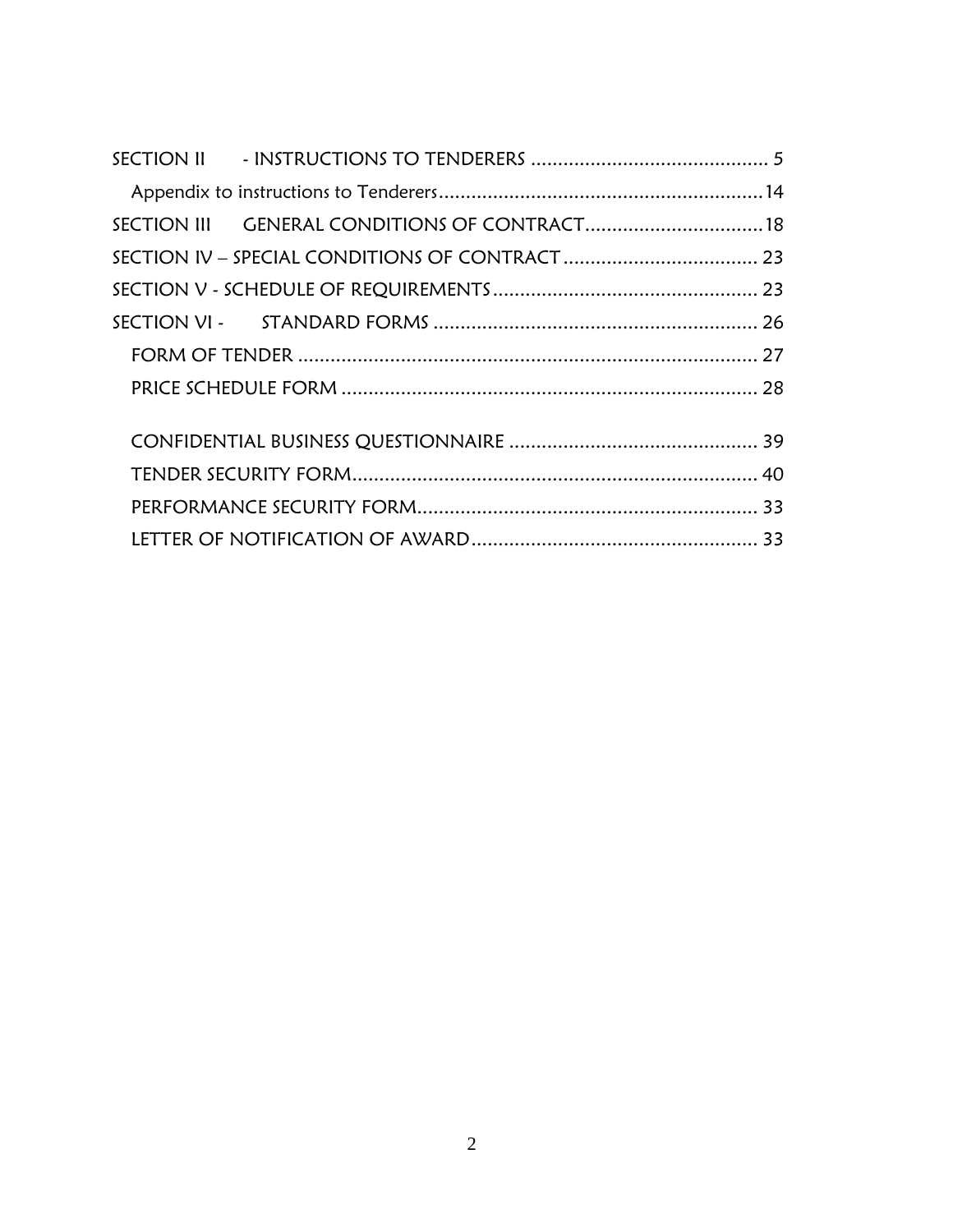SECTION II - INSTRUCTIONS TO TENDERERS ............................................ 5

Appendix to instructions to Tenderers ............................................................ 14

SECTION III GENERAL CONDITIONS OF CONTRACT ................................. 18

SECTION IV – SPECIAL CONDITIONS OF CONTRACT .................................... 23

SECTION V - SCHEDULE OF REQUIREMENTS ................................................ 23

SECTION VI - STANDARD FORMS ............................................................ 26

FORM OF TENDER .................................................................................... 27

PRICE SCHEDULE FORM ............................................................................ 28

CONFIDENTIAL BUSINESS QUESTIONNAIRE .............................................. 39

TENDER SECURITY FORM ........................................................................... 40

PERFORMANCE SECURITY FORM ............................................................... 33

LETTER OF NOTIFICATION OF AWARD ..................................................... 33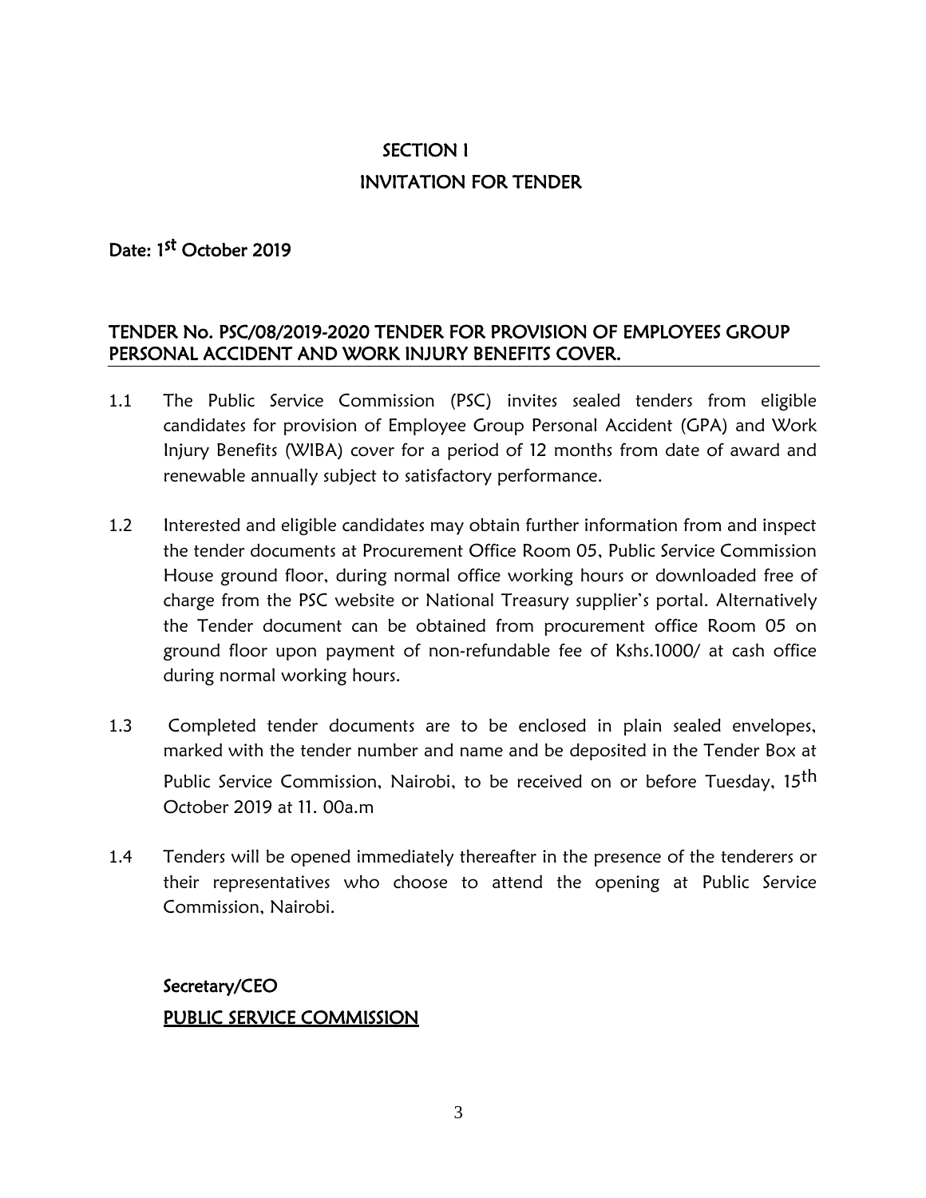# SECTION I

## INVITATION FOR TENDER

**Date: 1st October 2019**

**TENDER No. PSC/08/2019-2020 TENDER FOR PROVISION OF EMPLOYEES GROUP PERSONAL ACCIDENT AND WORK INJURY BENEFITS COVER.**

1.1 The Public Service Commission (PSC) invites sealed tenders from eligible candidates for provision of Employee Group Personal Accident (GPA) and Work Injury Benefits (WIBA) cover for a period of 12 months from date of award and renewable annually subject to satisfactory performance.

1.2 Interested and eligible candidates may obtain further information from and inspect the tender documents at Procurement Office Room 05, Public Service Commission House ground floor, during normal office working hours or downloaded free of charge from the PSC website or National Treasury supplier's portal. Alternatively the Tender document can be obtained from procurement office Room 05 on ground floor upon payment of non-refundable fee of Kshs.1000/ at cash office during normal working hours.

1.3 Completed tender documents are to be enclosed in plain sealed envelopes, marked with the tender number and name and be deposited in the Tender Box at Public Service Commission, Nairobi, to be received on or before Tuesday, 15th October 2019 at 11. 00a.m

1.4 Tenders will be opened immediately thereafter in the presence of the tenderers or their representatives who choose to attend the opening at Public Service Commission, Nairobi.

**Secretary/CEO**

**PUBLIC SERVICE COMMISSION**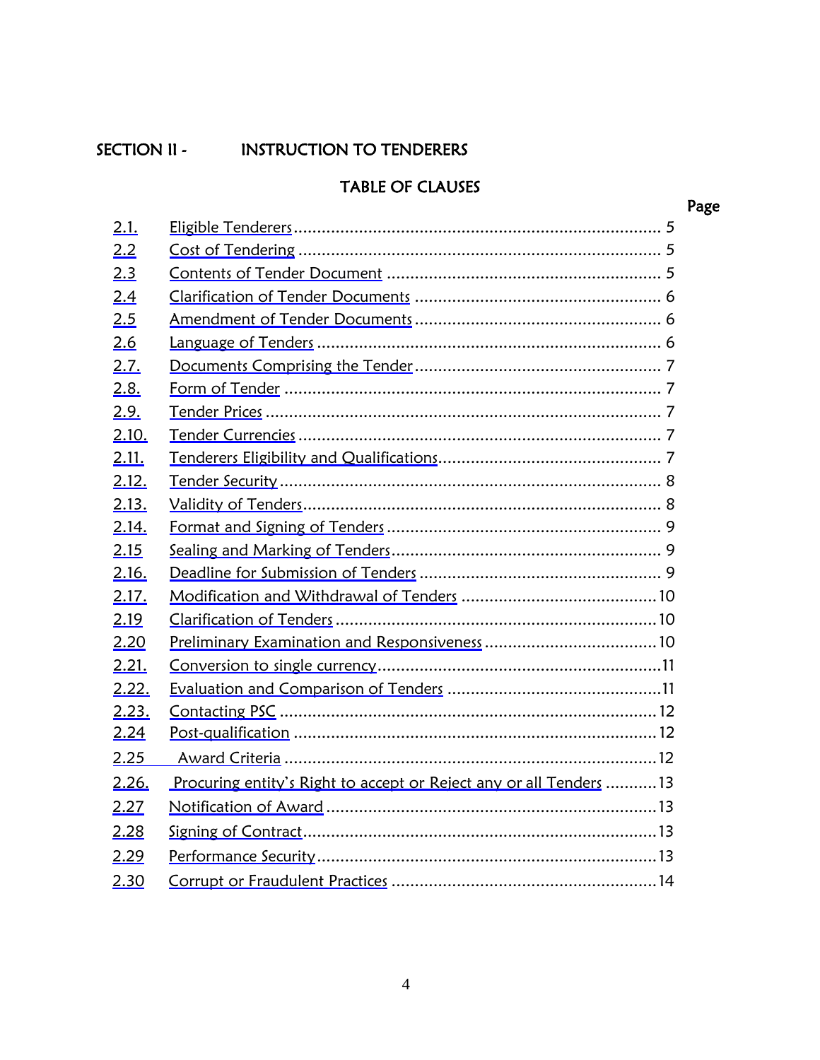## SECTION II - INSTRUCTION TO TENDERERS

### TABLE OF CLAUSES

| | | Page |
|---|---|---|
| 2.1. | Eligible Tenderers | 5 |
| 2.2 | Cost of Tendering | 5 |
| 2.3 | Contents of Tender Document | 5 |
| 2.4 | Clarification of Tender Documents | 6 |
| 2.5 | Amendment of Tender Documents | 6 |
| 2.6 | Language of Tenders | 6 |
| 2.7. | Documents Comprising the Tender | 7 |
| 2.8. | Form of Tender | 7 |
| 2.9. | Tender Prices | 7 |
| 2.10. | Tender Currencies | 7 |
| 2.11. | Tenderers Eligibility and Qualifications | 7 |
| 2.12. | Tender Security | 8 |
| 2.13. | Validity of Tenders | 8 |
| 2.14. | Format and Signing of Tenders | 9 |
| 2.15 | Sealing and Marking of Tenders | 9 |
| 2.16. | Deadline for Submission of Tenders | 9 |
| 2.17. | Modification and Withdrawal of Tenders | 10 |
| 2.19 | Clarification of Tenders | 10 |
| 2.20 | Preliminary Examination and Responsiveness | 10 |
| 2.21. | Conversion to single currency | 11 |
| 2.22. | Evaluation and Comparison of Tenders | 11 |
| 2.23. | Contacting PSC | 12 |
| 2.24 | Post-qualification | 12 |
| 2.25 | Award Criteria | 12 |
| 2.26. | Procuring entity's Right to accept or Reject any or all Tenders | 13 |
| 2.27 | Notification of Award | 13 |
| 2.28 | Signing of Contract | 13 |
| 2.29 | Performance Security | 13 |
| 2.30 | Corrupt or Fraudulent Practices | 14 |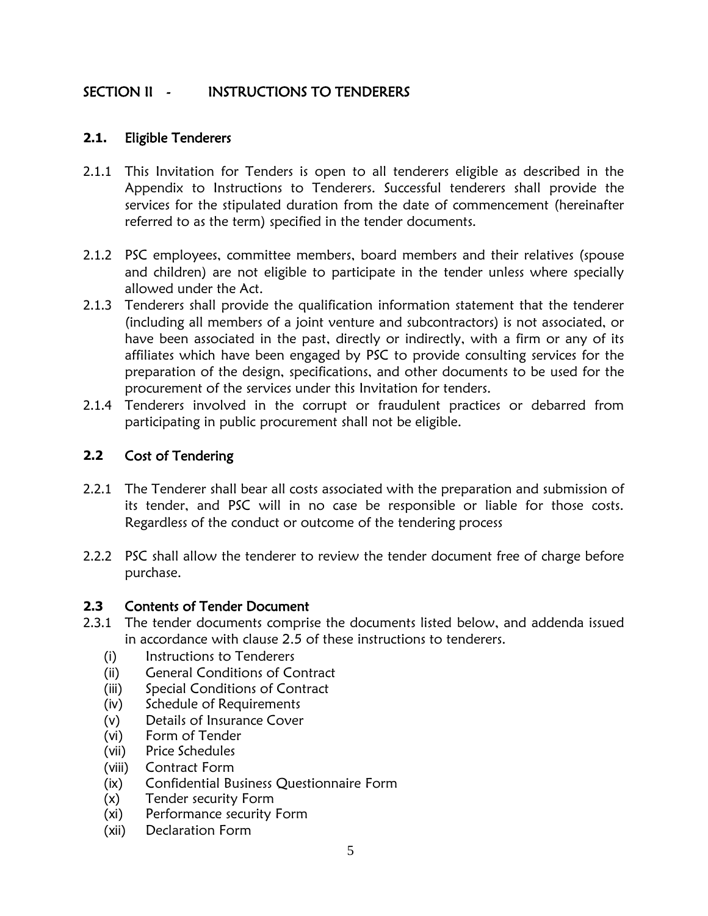## SECTION II - INSTRUCTIONS TO TENDERERS

### 2.1. Eligible Tenderers

2.1.1 This Invitation for Tenders is open to all tenderers eligible as described in the Appendix to Instructions to Tenderers. Successful tenderers shall provide the services for the stipulated duration from the date of commencement (hereinafter referred to as the term) specified in the tender documents.

2.1.2 PSC employees, committee members, board members and their relatives (spouse and children) are not eligible to participate in the tender unless where specially allowed under the Act.

2.1.3 Tenderers shall provide the qualification information statement that the tenderer (including all members of a joint venture and subcontractors) is not associated, or have been associated in the past, directly or indirectly, with a firm or any of its affiliates which have been engaged by PSC to provide consulting services for the preparation of the design, specifications, and other documents to be used for the procurement of the services under this Invitation for tenders.

2.1.4 Tenderers involved in the corrupt or fraudulent practices or debarred from participating in public procurement shall not be eligible.

### 2.2 Cost of Tendering

2.2.1 The Tenderer shall bear all costs associated with the preparation and submission of its tender, and PSC will in no case be responsible or liable for those costs. Regardless of the conduct or outcome of the tendering process

2.2.2 PSC shall allow the tenderer to review the tender document free of charge before purchase.

### 2.3 Contents of Tender Document

2.3.1 The tender documents comprise the documents listed below, and addenda issued in accordance with clause 2.5 of these instructions to tenderers.

- (i) Instructions to Tenderers
- (ii) General Conditions of Contract
- (iii) Special Conditions of Contract
- (iv) Schedule of Requirements
- (v) Details of Insurance Cover
- (vi) Form of Tender
- (vii) Price Schedules
- (viii) Contract Form
- (ix) Confidential Business Questionnaire Form
- (x) Tender security Form
- (xi) Performance security Form
- (xii) Declaration Form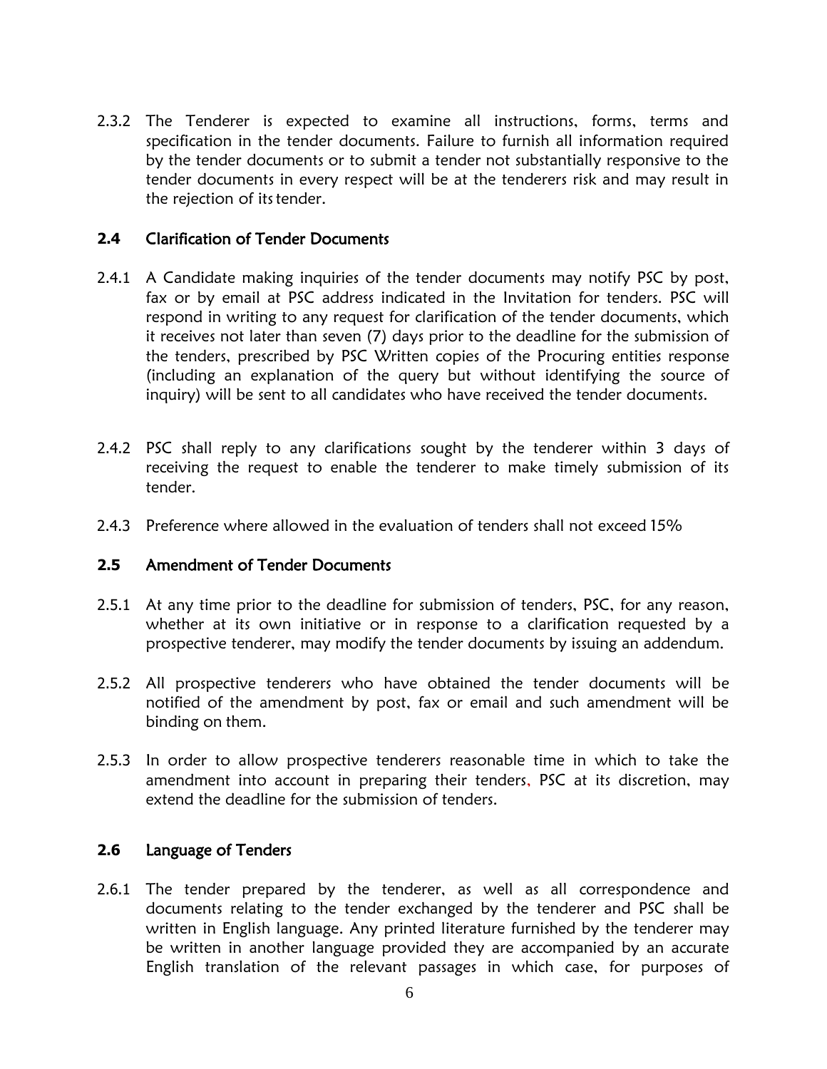2.3.2 The Tenderer is expected to examine all instructions, forms, terms and specification in the tender documents. Failure to furnish all information required by the tender documents or to submit a tender not substantially responsive to the tender documents in every respect will be at the tenderers risk and may result in the rejection of its tender.

### 2.4 Clarification of Tender Documents

2.4.1 A Candidate making inquiries of the tender documents may notify PSC by post, fax or by email at PSC address indicated in the Invitation for tenders. PSC will respond in writing to any request for clarification of the tender documents, which it receives not later than seven (7) days prior to the deadline for the submission of the tenders, prescribed by PSC Written copies of the Procuring entities response (including an explanation of the query but without identifying the source of inquiry) will be sent to all candidates who have received the tender documents.

2.4.2 PSC shall reply to any clarifications sought by the tenderer within 3 days of receiving the request to enable the tenderer to make timely submission of its tender.

2.4.3 Preference where allowed in the evaluation of tenders shall not exceed 15%

### 2.5 Amendment of Tender Documents

2.5.1 At any time prior to the deadline for submission of tenders, PSC, for any reason, whether at its own initiative or in response to a clarification requested by a prospective tenderer, may modify the tender documents by issuing an addendum.

2.5.2 All prospective tenderers who have obtained the tender documents will be notified of the amendment by post, fax or email and such amendment will be binding on them.

2.5.3 In order to allow prospective tenderers reasonable time in which to take the amendment into account in preparing their tenders, PSC at its discretion, may extend the deadline for the submission of tenders.

### 2.6 Language of Tenders

2.6.1 The tender prepared by the tenderer, as well as all correspondence and documents relating to the tender exchanged by the tenderer and PSC shall be written in English language. Any printed literature furnished by the tenderer may be written in another language provided they are accompanied by an accurate English translation of the relevant passages in which case, for purposes of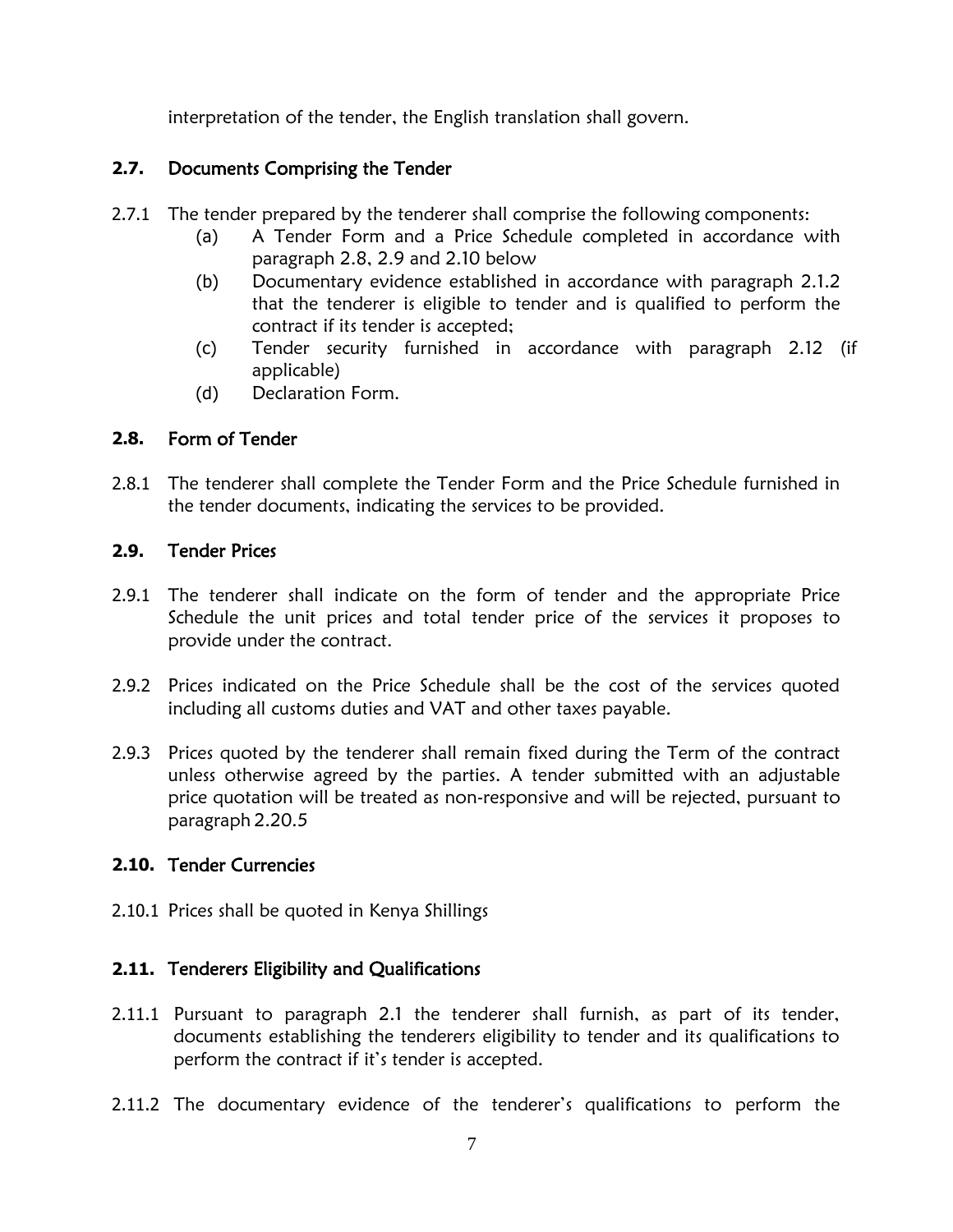interpretation of the tender, the English translation shall govern.

## 2.7. Documents Comprising the Tender

2.7.1 The tender prepared by the tenderer shall comprise the following components:

- (a) A Tender Form and a Price Schedule completed in accordance with paragraph 2.8, 2.9 and 2.10 below
- (b) Documentary evidence established in accordance with paragraph 2.1.2 that the tenderer is eligible to tender and is qualified to perform the contract if its tender is accepted;
- (c) Tender security furnished in accordance with paragraph 2.12 (if applicable)
- (d) Declaration Form.

## 2.8. Form of Tender

2.8.1 The tenderer shall complete the Tender Form and the Price Schedule furnished in the tender documents, indicating the services to be provided.

## 2.9. Tender Prices

2.9.1 The tenderer shall indicate on the form of tender and the appropriate Price Schedule the unit prices and total tender price of the services it proposes to provide under the contract.

2.9.2 Prices indicated on the Price Schedule shall be the cost of the services quoted including all customs duties and VAT and other taxes payable.

2.9.3 Prices quoted by the tenderer shall remain fixed during the Term of the contract unless otherwise agreed by the parties. A tender submitted with an adjustable price quotation will be treated as non-responsive and will be rejected, pursuant to paragraph 2.20.5

## 2.10. Tender Currencies

2.10.1 Prices shall be quoted in Kenya Shillings

## 2.11. Tenderers Eligibility and Qualifications

2.11.1 Pursuant to paragraph 2.1 the tenderer shall furnish, as part of its tender, documents establishing the tenderers eligibility to tender and its qualifications to perform the contract if it's tender is accepted.

2.11.2 The documentary evidence of the tenderer's qualifications to perform the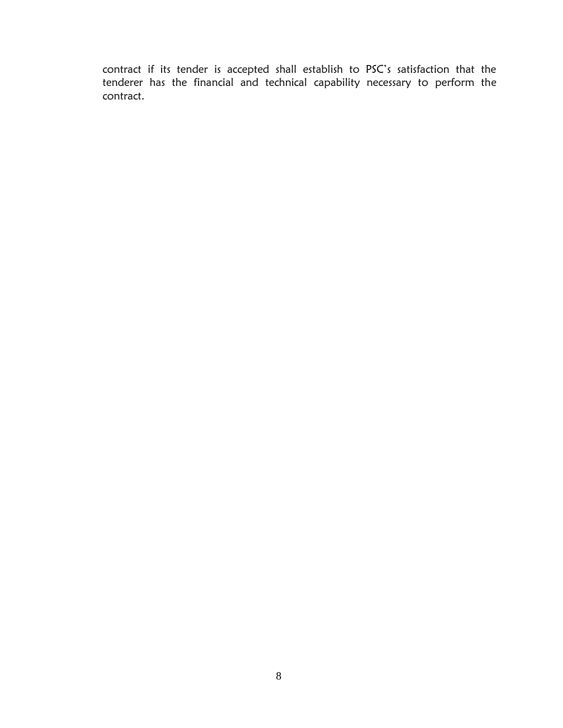contract if its tender is accepted shall establish to PSC's satisfaction that the tenderer has the financial and technical capability necessary to perform the contract.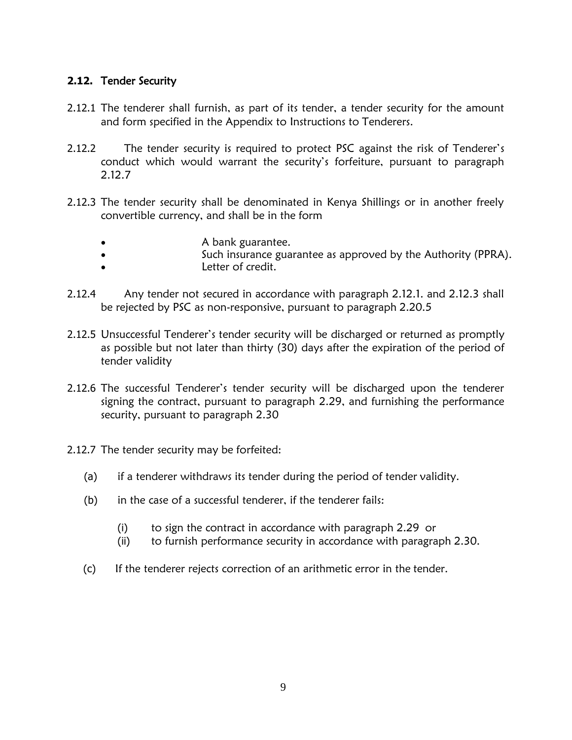## 2.12. Tender Security

2.12.1 The tenderer shall furnish, as part of its tender, a tender security for the amount and form specified in the Appendix to Instructions to Tenderers.

2.12.2 The tender security is required to protect PSC against the risk of Tenderer's conduct which would warrant the security's forfeiture, pursuant to paragraph 2.12.7

2.12.3 The tender security shall be denominated in Kenya Shillings or in another freely convertible currency, and shall be in the form

- A bank guarantee.
- Such insurance guarantee as approved by the Authority (PPRA).
- Letter of credit.

2.12.4 Any tender not secured in accordance with paragraph 2.12.1. and 2.12.3 shall be rejected by PSC as non-responsive, pursuant to paragraph 2.20.5

2.12.5 Unsuccessful Tenderer's tender security will be discharged or returned as promptly as possible but not later than thirty (30) days after the expiration of the period of tender validity

2.12.6 The successful Tenderer's tender security will be discharged upon the tenderer signing the contract, pursuant to paragraph 2.29, and furnishing the performance security, pursuant to paragraph 2.30

2.12.7 The tender security may be forfeited:

(a) if a tenderer withdraws its tender during the period of tender validity.

(b) in the case of a successful tenderer, if the tenderer fails:

(i) to sign the contract in accordance with paragraph 2.29 or
(ii) to furnish performance security in accordance with paragraph 2.30.

(c) If the tenderer rejects correction of an arithmetic error in the tender.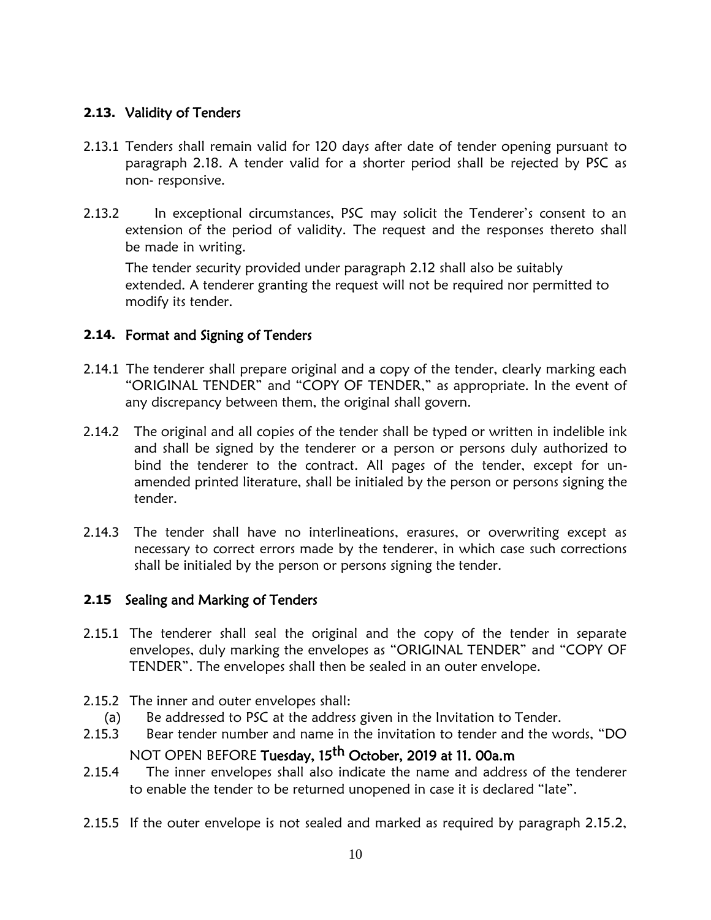## 2.13. Validity of Tenders

2.13.1 Tenders shall remain valid for 120 days after date of tender opening pursuant to paragraph 2.18. A tender valid for a shorter period shall be rejected by PSC as non- responsive.

2.13.2 In exceptional circumstances, PSC may solicit the Tenderer's consent to an extension of the period of validity. The request and the responses thereto shall be made in writing.

The tender security provided under paragraph 2.12 shall also be suitably extended. A tenderer granting the request will not be required nor permitted to modify its tender.

## 2.14. Format and Signing of Tenders

2.14.1 The tenderer shall prepare original and a copy of the tender, clearly marking each "ORIGINAL TENDER" and "COPY OF TENDER," as appropriate. In the event of any discrepancy between them, the original shall govern.

2.14.2 The original and all copies of the tender shall be typed or written in indelible ink and shall be signed by the tenderer or a person or persons duly authorized to bind the tenderer to the contract. All pages of the tender, except for un-amended printed literature, shall be initialed by the person or persons signing the tender.

2.14.3 The tender shall have no interlineations, erasures, or overwriting except as necessary to correct errors made by the tenderer, in which case such corrections shall be initialed by the person or persons signing the tender.

## 2.15 Sealing and Marking of Tenders

2.15.1 The tenderer shall seal the original and the copy of the tender in separate envelopes, duly marking the envelopes as "ORIGINAL TENDER" and "COPY OF TENDER". The envelopes shall then be sealed in an outer envelope.

2.15.2 The inner and outer envelopes shall:

(a) Be addressed to PSC at the address given in the Invitation to Tender.

2.15.3 Bear tender number and name in the invitation to tender and the words, "DO NOT OPEN BEFORE **Tuesday, 15th October, 2019 at 11. 00a.m**

2.15.4 The inner envelopes shall also indicate the name and address of the tenderer to enable the tender to be returned unopened in case it is declared "late".

2.15.5 If the outer envelope is not sealed and marked as required by paragraph 2.15.2,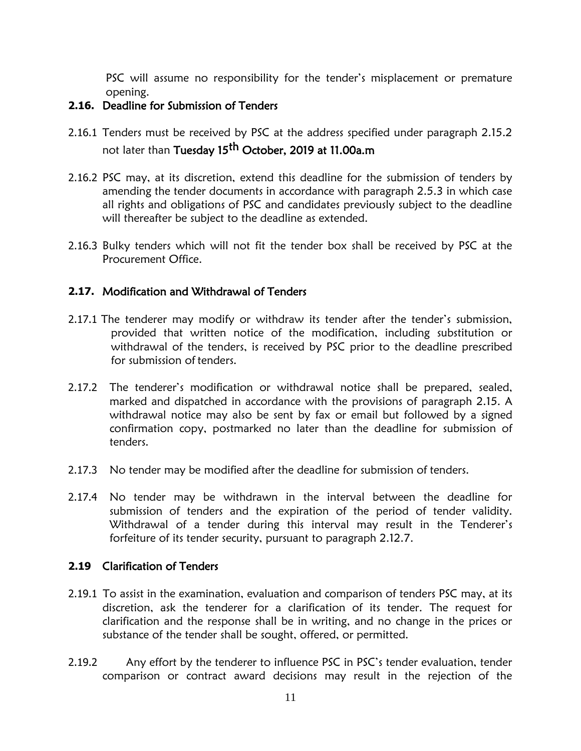PSC will assume no responsibility for the tender's misplacement or premature opening.

### 2.16. Deadline for Submission of Tenders

2.16.1 Tenders must be received by PSC at the address specified under paragraph 2.15.2 not later than **Tuesday 15th October, 2019 at 11.00a.m**

2.16.2 PSC may, at its discretion, extend this deadline for the submission of tenders by amending the tender documents in accordance with paragraph 2.5.3 in which case all rights and obligations of PSC and candidates previously subject to the deadline will thereafter be subject to the deadline as extended.

2.16.3 Bulky tenders which will not fit the tender box shall be received by PSC at the Procurement Office.

### 2.17. Modification and Withdrawal of Tenders

2.17.1 The tenderer may modify or withdraw its tender after the tender's submission, provided that written notice of the modification, including substitution or withdrawal of the tenders, is received by PSC prior to the deadline prescribed for submission of tenders.

2.17.2 The tenderer's modification or withdrawal notice shall be prepared, sealed, marked and dispatched in accordance with the provisions of paragraph 2.15. A withdrawal notice may also be sent by fax or email but followed by a signed confirmation copy, postmarked no later than the deadline for submission of tenders.

2.17.3 No tender may be modified after the deadline for submission of tenders.

2.17.4 No tender may be withdrawn in the interval between the deadline for submission of tenders and the expiration of the period of tender validity. Withdrawal of a tender during this interval may result in the Tenderer's forfeiture of its tender security, pursuant to paragraph 2.12.7.

### 2.19 Clarification of Tenders

2.19.1 To assist in the examination, evaluation and comparison of tenders PSC may, at its discretion, ask the tenderer for a clarification of its tender. The request for clarification and the response shall be in writing, and no change in the prices or substance of the tender shall be sought, offered, or permitted.

2.19.2 Any effort by the tenderer to influence PSC in PSC's tender evaluation, tender comparison or contract award decisions may result in the rejection of the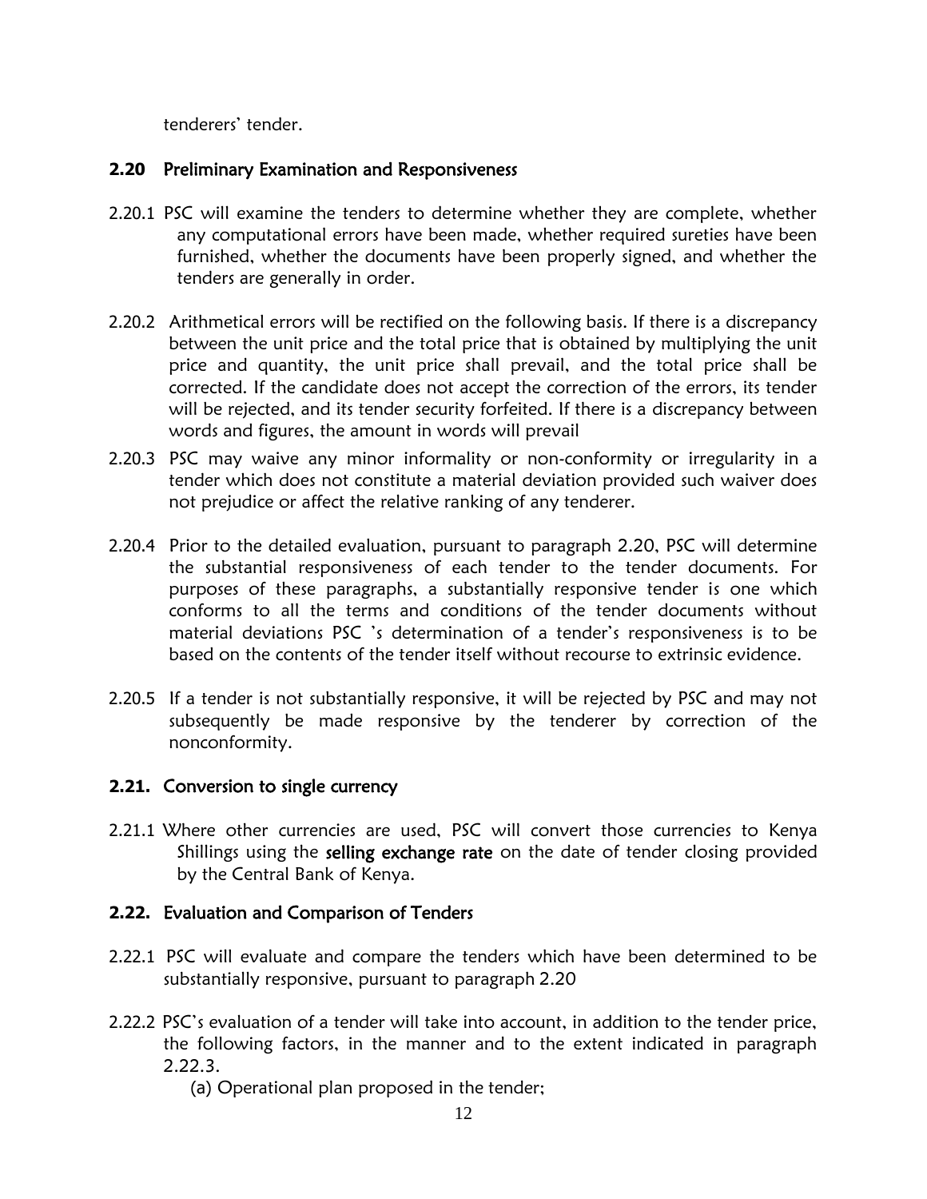tenderers' tender.

## 2.20 Preliminary Examination and Responsiveness

2.20.1 PSC will examine the tenders to determine whether they are complete, whether any computational errors have been made, whether required sureties have been furnished, whether the documents have been properly signed, and whether the tenders are generally in order.

2.20.2 Arithmetical errors will be rectified on the following basis. If there is a discrepancy between the unit price and the total price that is obtained by multiplying the unit price and quantity, the unit price shall prevail, and the total price shall be corrected. If the candidate does not accept the correction of the errors, its tender will be rejected, and its tender security forfeited. If there is a discrepancy between words and figures, the amount in words will prevail

2.20.3 PSC may waive any minor informality or non-conformity or irregularity in a tender which does not constitute a material deviation provided such waiver does not prejudice or affect the relative ranking of any tenderer.

2.20.4 Prior to the detailed evaluation, pursuant to paragraph 2.20, PSC will determine the substantial responsiveness of each tender to the tender documents. For purposes of these paragraphs, a substantially responsive tender is one which conforms to all the terms and conditions of the tender documents without material deviations PSC 's determination of a tender's responsiveness is to be based on the contents of the tender itself without recourse to extrinsic evidence.

2.20.5 If a tender is not substantially responsive, it will be rejected by PSC and may not subsequently be made responsive by the tenderer by correction of the nonconformity.

## 2.21. Conversion to single currency

2.21.1 Where other currencies are used, PSC will convert those currencies to Kenya Shillings using the **selling exchange rate** on the date of tender closing provided by the Central Bank of Kenya.

## 2.22. Evaluation and Comparison of Tenders

2.22.1 PSC will evaluate and compare the tenders which have been determined to be substantially responsive, pursuant to paragraph 2.20

2.22.2 PSC's evaluation of a tender will take into account, in addition to the tender price, the following factors, in the manner and to the extent indicated in paragraph 2.22.3.

(a) Operational plan proposed in the tender;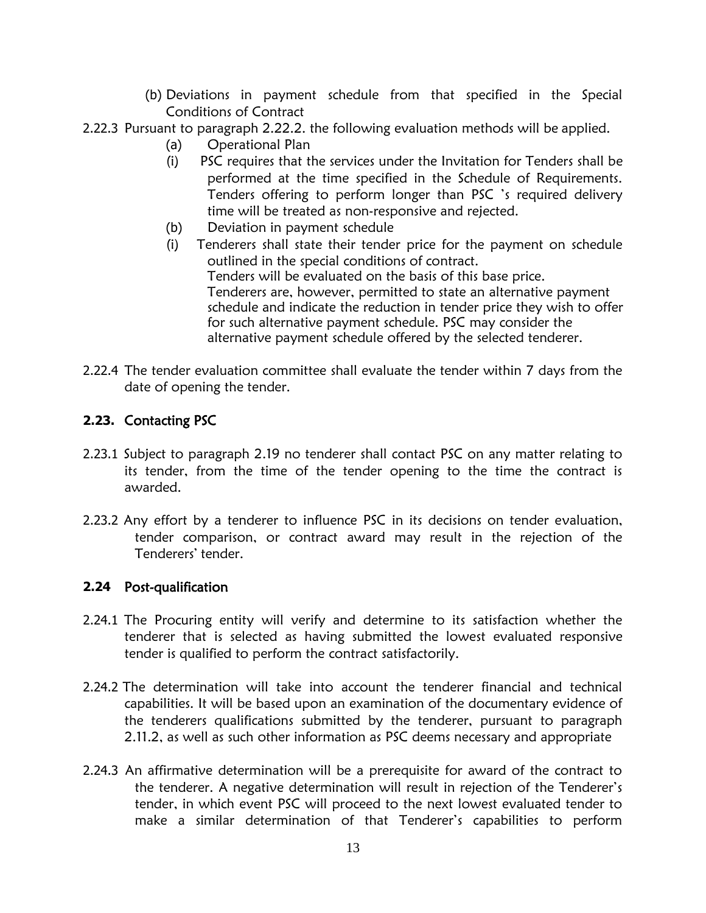(b) Deviations in payment schedule from that specified in the Special Conditions of Contract

2.22.3 Pursuant to paragraph 2.22.2. the following evaluation methods will be applied.

(a) Operational Plan

(i) PSC requires that the services under the Invitation for Tenders shall be performed at the time specified in the Schedule of Requirements. Tenders offering to perform longer than PSC 's required delivery time will be treated as non-responsive and rejected.

(b) Deviation in payment schedule

(i) Tenderers shall state their tender price for the payment on schedule outlined in the special conditions of contract.
Tenders will be evaluated on the basis of this base price.
Tenderers are, however, permitted to state an alternative payment schedule and indicate the reduction in tender price they wish to offer for such alternative payment schedule. PSC may consider the alternative payment schedule offered by the selected tenderer.

2.22.4 The tender evaluation committee shall evaluate the tender within 7 days from the date of opening the tender.

## 2.23. Contacting PSC

2.23.1 Subject to paragraph 2.19 no tenderer shall contact PSC on any matter relating to its tender, from the time of the tender opening to the time the contract is awarded.

2.23.2 Any effort by a tenderer to influence PSC in its decisions on tender evaluation, tender comparison, or contract award may result in the rejection of the Tenderers' tender.

## 2.24 Post-qualification

2.24.1 The Procuring entity will verify and determine to its satisfaction whether the tenderer that is selected as having submitted the lowest evaluated responsive tender is qualified to perform the contract satisfactorily.

2.24.2 The determination will take into account the tenderer financial and technical capabilities. It will be based upon an examination of the documentary evidence of the tenderers qualifications submitted by the tenderer, pursuant to paragraph 2.11.2, as well as such other information as PSC deems necessary and appropriate

2.24.3 An affirmative determination will be a prerequisite for award of the contract to the tenderer. A negative determination will result in rejection of the Tenderer's tender, in which event PSC will proceed to the next lowest evaluated tender to make a similar determination of that Tenderer's capabilities to perform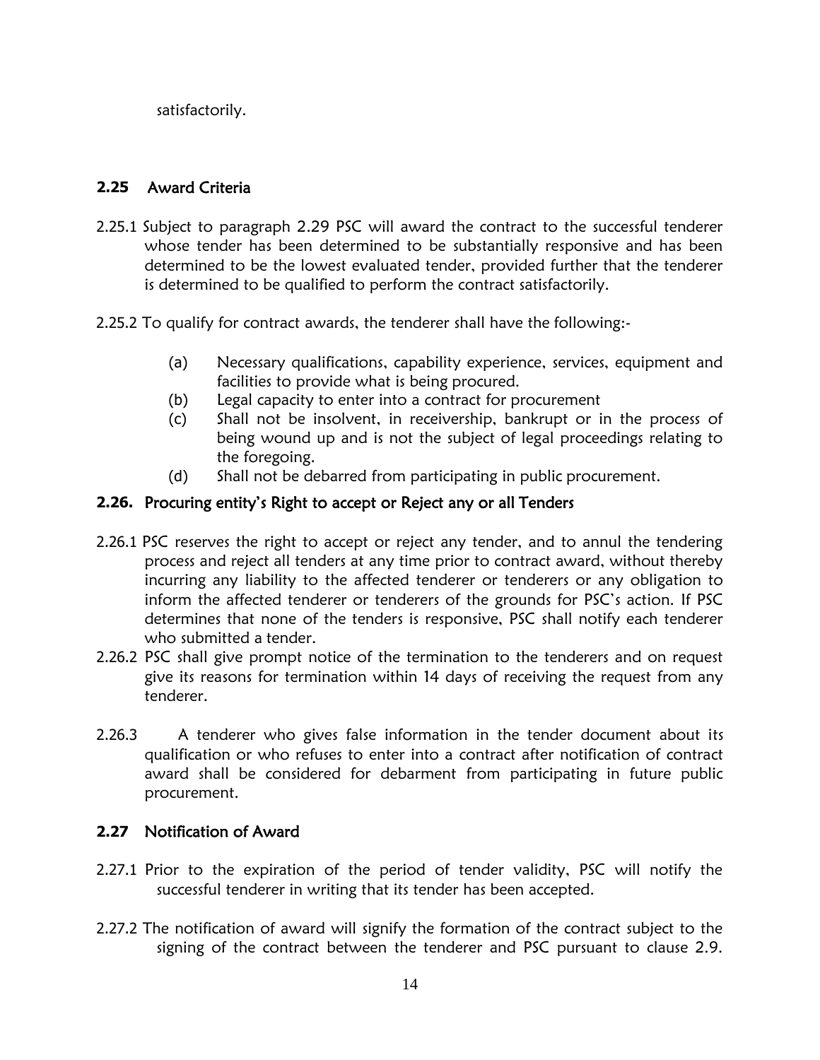satisfactorily.

### 2.25 Award Criteria

2.25.1 Subject to paragraph 2.29 PSC will award the contract to the successful tenderer whose tender has been determined to be substantially responsive and has been determined to be the lowest evaluated tender, provided further that the tenderer is determined to be qualified to perform the contract satisfactorily.

2.25.2 To qualify for contract awards, the tenderer shall have the following:-

- (a) Necessary qualifications, capability experience, services, equipment and facilities to provide what is being procured.
- (b) Legal capacity to enter into a contract for procurement
- (c) Shall not be insolvent, in receivership, bankrupt or in the process of being wound up and is not the subject of legal proceedings relating to the foregoing.
- (d) Shall not be debarred from participating in public procurement.

### 2.26. Procuring entity's Right to accept or Reject any or all Tenders

2.26.1 PSC reserves the right to accept or reject any tender, and to annul the tendering process and reject all tenders at any time prior to contract award, without thereby incurring any liability to the affected tenderer or tenderers or any obligation to inform the affected tenderer or tenderers of the grounds for PSC's action. If PSC determines that none of the tenders is responsive, PSC shall notify each tenderer who submitted a tender.

2.26.2 PSC shall give prompt notice of the termination to the tenderers and on request give its reasons for termination within 14 days of receiving the request from any tenderer.

2.26.3 A tenderer who gives false information in the tender document about its qualification or who refuses to enter into a contract after notification of contract award shall be considered for debarment from participating in future public procurement.

### 2.27 Notification of Award

2.27.1 Prior to the expiration of the period of tender validity, PSC will notify the successful tenderer in writing that its tender has been accepted.

2.27.2 The notification of award will signify the formation of the contract subject to the signing of the contract between the tenderer and PSC pursuant to clause 2.9.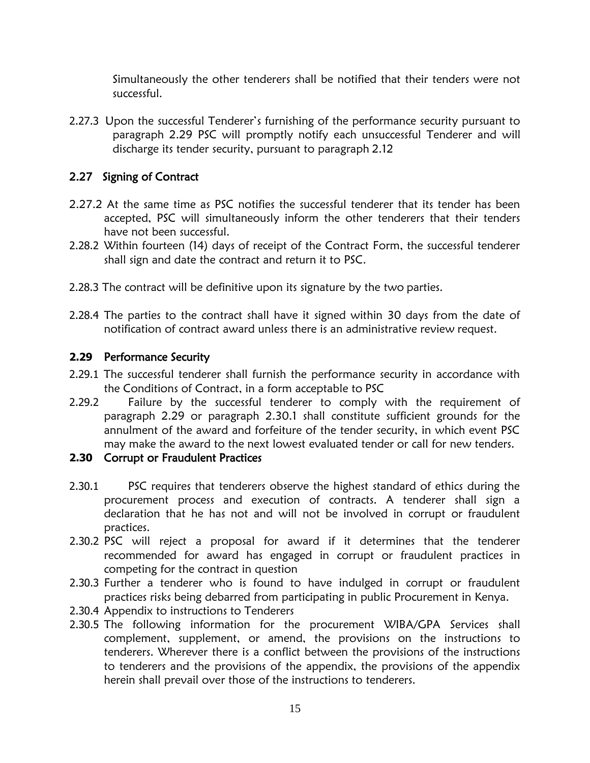Simultaneously the other tenderers shall be notified that their tenders were not successful.

2.27.3 Upon the successful Tenderer's furnishing of the performance security pursuant to paragraph 2.29 PSC will promptly notify each unsuccessful Tenderer and will discharge its tender security, pursuant to paragraph 2.12

## 2.27 Signing of Contract

2.27.2 At the same time as PSC notifies the successful tenderer that its tender has been accepted, PSC will simultaneously inform the other tenderers that their tenders have not been successful.

2.28.2 Within fourteen (14) days of receipt of the Contract Form, the successful tenderer shall sign and date the contract and return it to PSC.

2.28.3 The contract will be definitive upon its signature by the two parties.

2.28.4 The parties to the contract shall have it signed within 30 days from the date of notification of contract award unless there is an administrative review request.

## 2.29 Performance Security

2.29.1 The successful tenderer shall furnish the performance security in accordance with the Conditions of Contract, in a form acceptable to PSC

2.29.2 Failure by the successful tenderer to comply with the requirement of paragraph 2.29 or paragraph 2.30.1 shall constitute sufficient grounds for the annulment of the award and forfeiture of the tender security, in which event PSC may make the award to the next lowest evaluated tender or call for new tenders.

## 2.30 Corrupt or Fraudulent Practices

2.30.1 PSC requires that tenderers observe the highest standard of ethics during the procurement process and execution of contracts. A tenderer shall sign a declaration that he has not and will not be involved in corrupt or fraudulent practices.

2.30.2 PSC will reject a proposal for award if it determines that the tenderer recommended for award has engaged in corrupt or fraudulent practices in competing for the contract in question

2.30.3 Further a tenderer who is found to have indulged in corrupt or fraudulent practices risks being debarred from participating in public Procurement in Kenya.

2.30.4 Appendix to instructions to Tenderers

2.30.5 The following information for the procurement WIBA/GPA Services shall complement, supplement, or amend, the provisions on the instructions to tenderers. Wherever there is a conflict between the provisions of the instructions to tenderers and the provisions of the appendix, the provisions of the appendix herein shall prevail over those of the instructions to tenderers.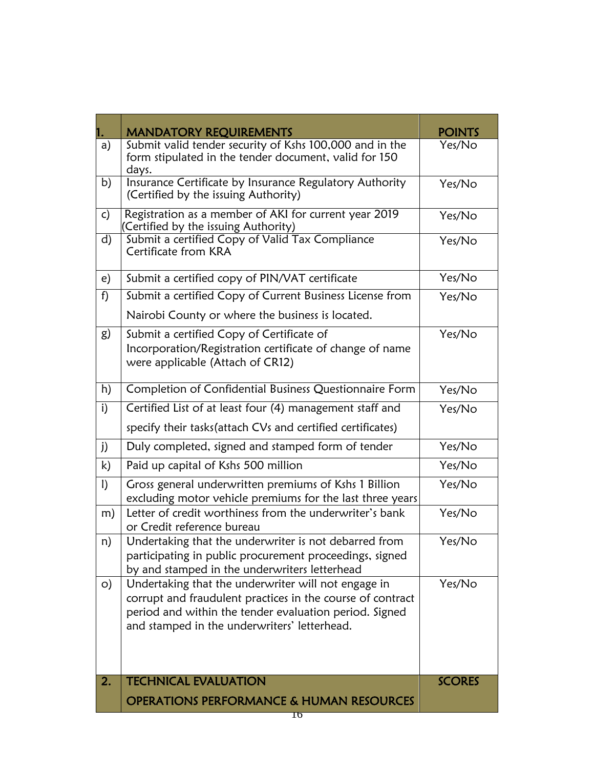| 1. | MANDATORY REQUIREMENTS | POINTS |
|---|---|---|
| a) | Submit valid tender security of Kshs 100,000 and in the form stipulated in the tender document, valid for 150 days. | Yes/No |
| b) | Insurance Certificate by Insurance Regulatory Authority (Certified by the issuing Authority) | Yes/No |
| c) | Registration as a member of AKI for current year 2019 (Certified by the issuing Authority) | Yes/No |
| d) | Submit a certified Copy of Valid Tax Compliance Certificate from KRA | Yes/No |
| e) | Submit a certified copy of PIN/VAT certificate | Yes/No |
| f) | Submit a certified Copy of Current Business License from Nairobi County or where the business is located. | Yes/No |
| g) | Submit a certified Copy of Certificate of Incorporation/Registration certificate of change of name were applicable (Attach of CR12) | Yes/No |
| h) | Completion of Confidential Business Questionnaire Form | Yes/No |
| i) | Certified List of at least four (4) management staff and specify their tasks(attach CVs and certified certificates) | Yes/No |
| j) | Duly completed, signed and stamped form of tender | Yes/No |
| k) | Paid up capital of Kshs 500 million | Yes/No |
| l) | Gross general underwritten premiums of Kshs 1 Billion excluding motor vehicle premiums for the last three years | Yes/No |
| m) | Letter of credit worthiness from the underwriter's bank or Credit reference bureau | Yes/No |
| n) | Undertaking that the underwriter is not debarred from participating in public procurement proceedings, signed by and stamped in the underwriters letterhead | Yes/No |
| o) | Undertaking that the underwriter will not engage in corrupt and fraudulent practices in the course of contract period and within the tender evaluation period. Signed and stamped in the underwriters' letterhead. | Yes/No |
| **2.** | **TECHNICAL EVALUATION**<br>**OPERATIONS PERFORMANCE & HUMAN RESOURCES** | **SCORES** |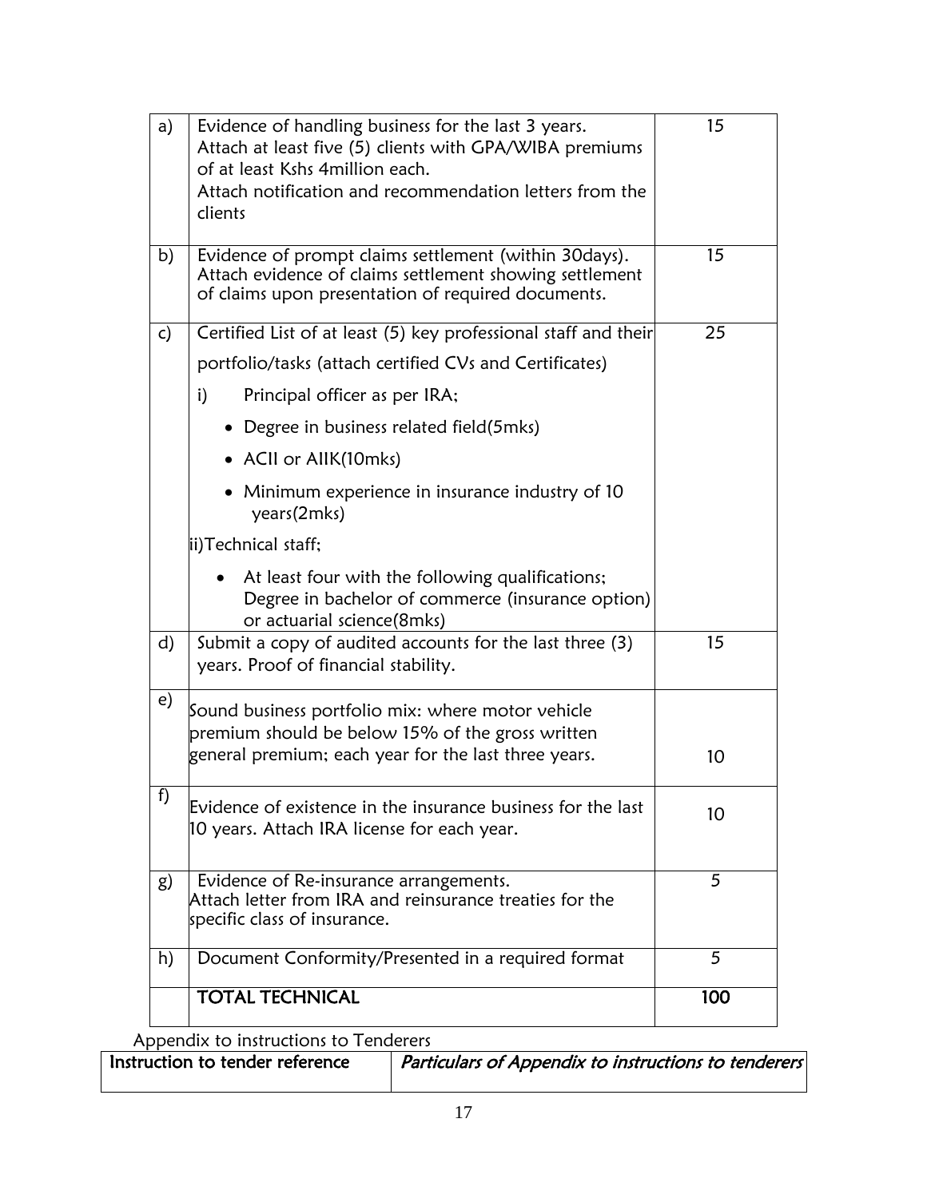| | | |
|---|---|---|
| a) | Evidence of handling business for the last 3 years.<br>Attach at least five (5) clients with GPA/WIBA premiums of at least Kshs 4million each.<br>Attach notification and recommendation letters from the clients | 15 |
| b) | Evidence of prompt claims settlement (within 30days).<br>Attach evidence of claims settlement showing settlement of claims upon presentation of required documents. | 15 |
| c) | Certified List of at least (5) key professional staff and their portfolio/tasks (attach certified CVs and Certificates)<br>i) Principal officer as per IRA;<br>• Degree in business related field(5mks)<br>• ACII or AIIK(10mks)<br>• Minimum experience in insurance industry of 10 years(2mks)<br>ii)Technical staff;<br>• At least four with the following qualifications; Degree in bachelor of commerce (insurance option) or actuarial science(8mks) | 25 |
| d) | Submit a copy of audited accounts for the last three (3) years. Proof of financial stability. | 15 |
| e) | Sound business portfolio mix: where motor vehicle premium should be below 15% of the gross written general premium; each year for the last three years. | 10 |
| f) | Evidence of existence in the insurance business for the last 10 years. Attach IRA license for each year. | 10 |
| g) | Evidence of Re-insurance arrangements.<br>Attach letter from IRA and reinsurance treaties for the specific class of insurance. | 5 |
| h) | Document Conformity/Presented in a required format | 5 |
| | **TOTAL TECHNICAL** | **100** |

Appendix to instructions to Tenderers

| **Instruction to tender reference** | ***Particulars of Appendix to instructions to tenderers*** |
|---|---|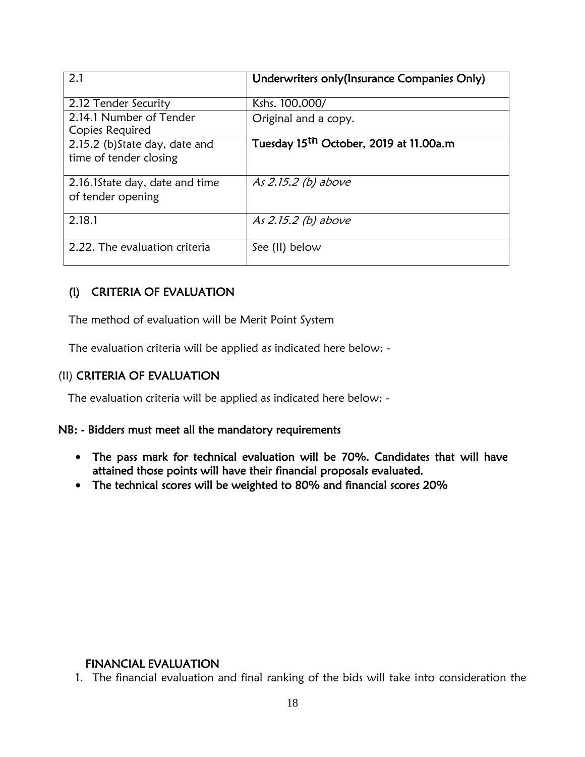| 2.1 | **Underwriters only(Insurance Companies Only)** |
| --- | --- |
| 2.12 Tender Security | Kshs. 100,000/ |
| 2.14.1 Number of Tender Copies Required | Original and a copy. |
| 2.15.2 (b)State day, date and time of tender closing | **Tuesday 15th October, 2019 at 11.00a.m** |
| 2.16.1State day, date and time of tender opening | *As 2.15.2 (b) above* |
| 2.18.1 | *As 2.15.2 (b) above* |
| 2.22. The evaluation criteria | See (II) below |

## (I) CRITERIA OF EVALUATION

The method of evaluation will be Merit Point System

The evaluation criteria will be applied as indicated here below: -

## (II) CRITERIA OF EVALUATION

The evaluation criteria will be applied as indicated here below: -

**NB: - Bidders must meet all the mandatory requirements**

- **The pass mark for technical evaluation will be 70%. Candidates that will have attained those points will have their financial proposals evaluated.**
- **The technical scores will be weighted to 80% and financial scores 20%**

## FINANCIAL EVALUATION

1. The financial evaluation and final ranking of the bids will take into consideration the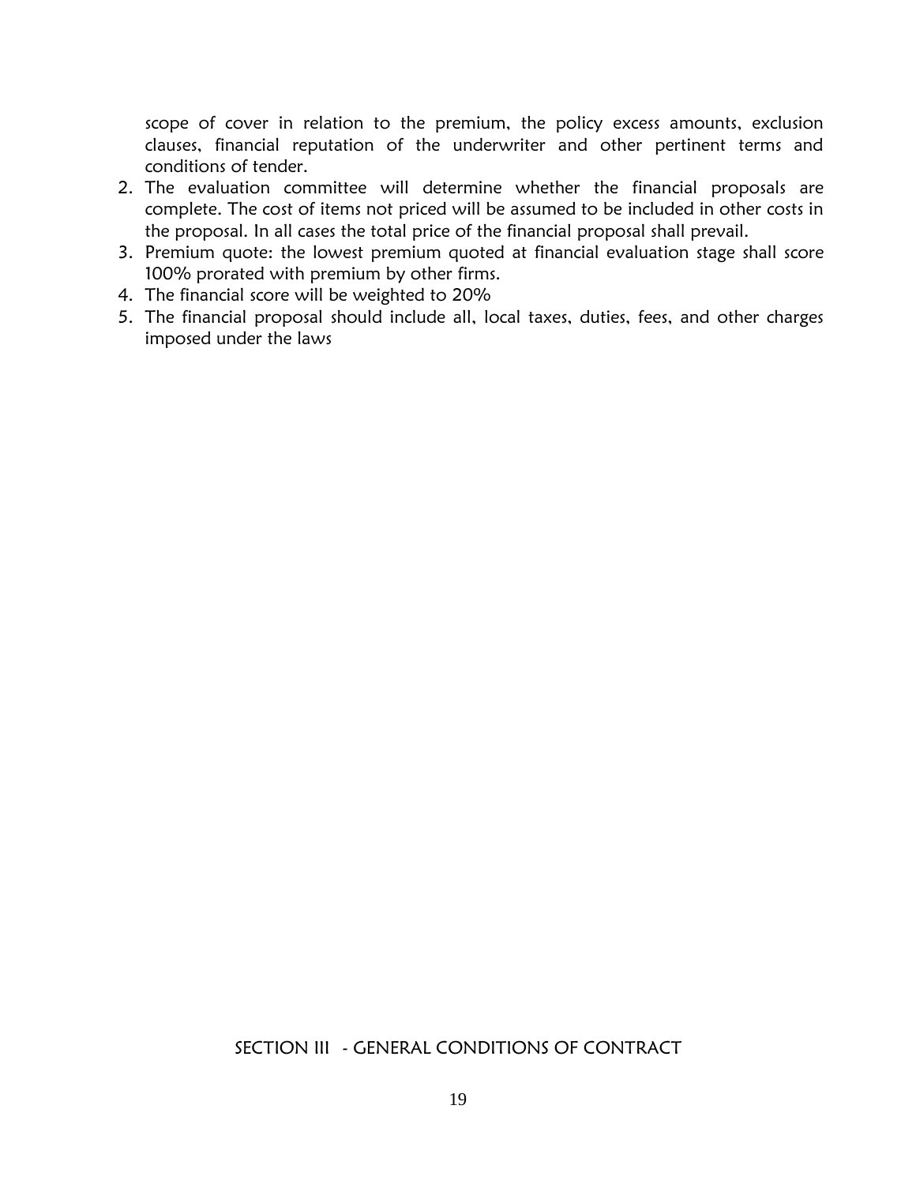scope of cover in relation to the premium, the policy excess amounts, exclusion clauses, financial reputation of the underwriter and other pertinent terms and conditions of tender.

2. The evaluation committee will determine whether the financial proposals are complete. The cost of items not priced will be assumed to be included in other costs in the proposal. In all cases the total price of the financial proposal shall prevail.
3. Premium quote: the lowest premium quoted at financial evaluation stage shall score 100% prorated with premium by other firms.
4. The financial score will be weighted to 20%
5. The financial proposal should include all, local taxes, duties, fees, and other charges imposed under the laws

## SECTION III - GENERAL CONDITIONS OF CONTRACT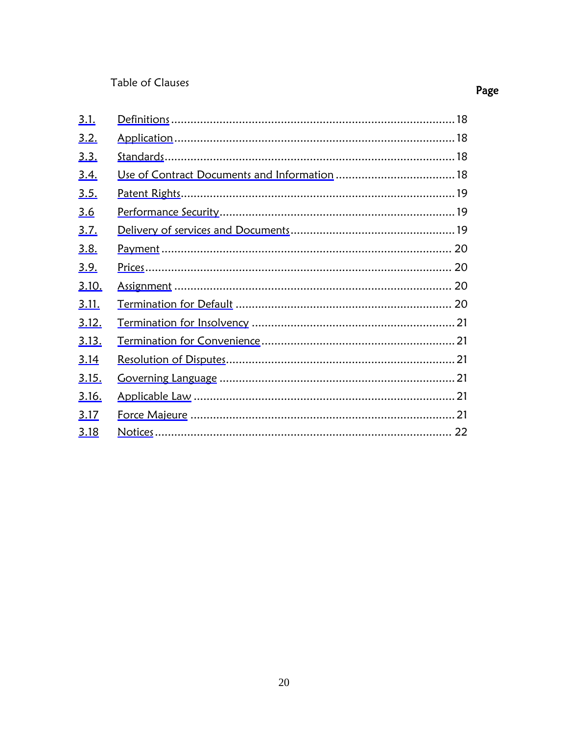Table of Clauses

| | | Page |
|---|---|---|
| 3.1. | Definitions | 18 |
| 3.2. | Application | 18 |
| 3.3. | Standards | 18 |
| 3.4. | Use of Contract Documents and Information | 18 |
| 3.5. | Patent Rights | 19 |
| 3.6 | Performance Security | 19 |
| 3.7. | Delivery of services and Documents | 19 |
| 3.8. | Payment | 20 |
| 3.9. | Prices | 20 |
| 3.10. | Assignment | 20 |
| 3.11. | Termination for Default | 20 |
| 3.12. | Termination for Insolvency | 21 |
| 3.13. | Termination for Convenience | 21 |
| 3.14 | Resolution of Disputes | 21 |
| 3.15. | Governing Language | 21 |
| 3.16. | Applicable Law | 21 |
| 3.17 | Force Majeure | 21 |
| 3.18 | Notices | 22 |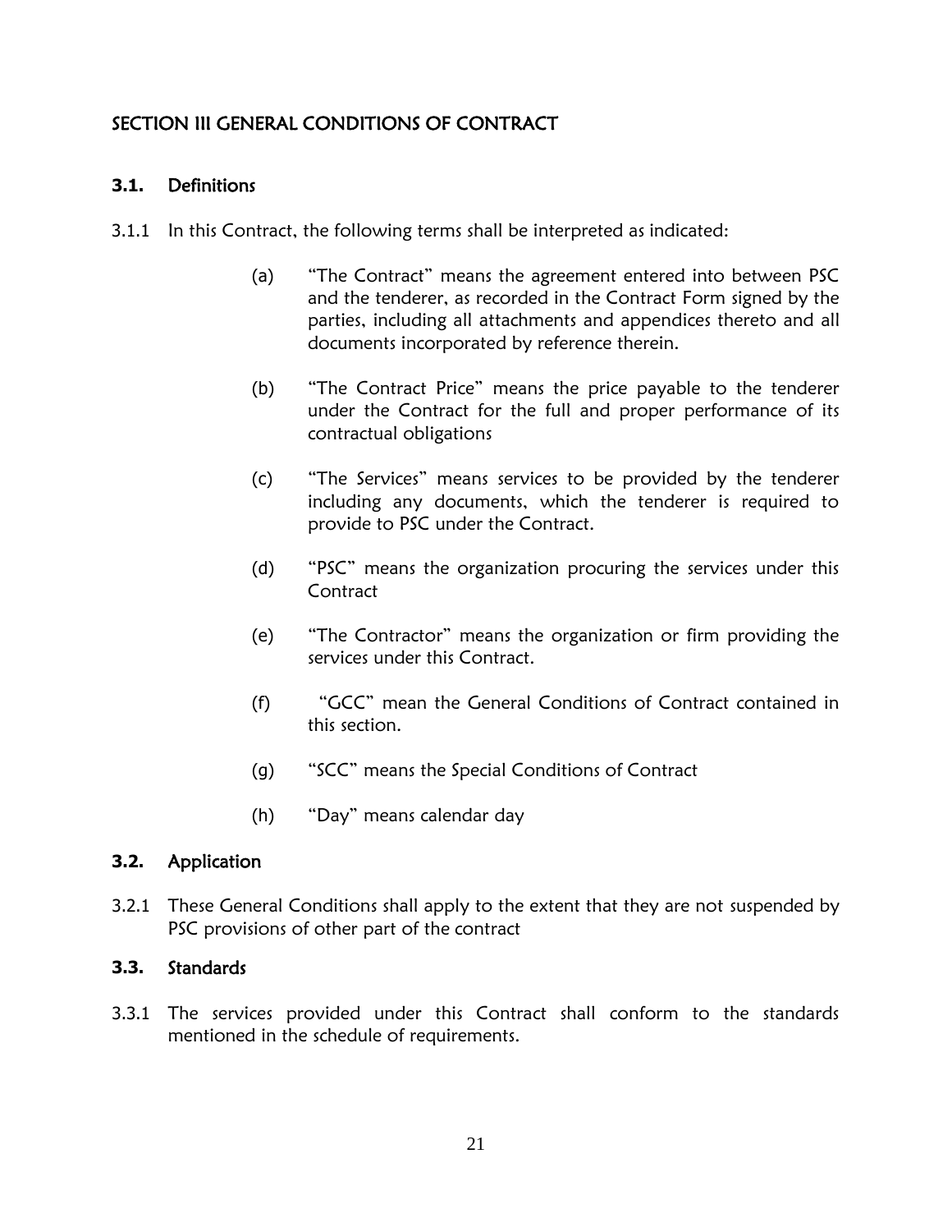## SECTION III GENERAL CONDITIONS OF CONTRACT

### 3.1. Definitions

3.1.1 In this Contract, the following terms shall be interpreted as indicated:

(a) "The Contract" means the agreement entered into between PSC and the tenderer, as recorded in the Contract Form signed by the parties, including all attachments and appendices thereto and all documents incorporated by reference therein.

(b) "The Contract Price" means the price payable to the tenderer under the Contract for the full and proper performance of its contractual obligations

(c) "The Services" means services to be provided by the tenderer including any documents, which the tenderer is required to provide to PSC under the Contract.

(d) "PSC" means the organization procuring the services under this Contract

(e) "The Contractor" means the organization or firm providing the services under this Contract.

(f) "GCC" mean the General Conditions of Contract contained in this section.

(g) "SCC" means the Special Conditions of Contract

(h) "Day" means calendar day

### 3.2. Application

3.2.1 These General Conditions shall apply to the extent that they are not suspended by PSC provisions of other part of the contract

### 3.3. Standards

3.3.1 The services provided under this Contract shall conform to the standards mentioned in the schedule of requirements.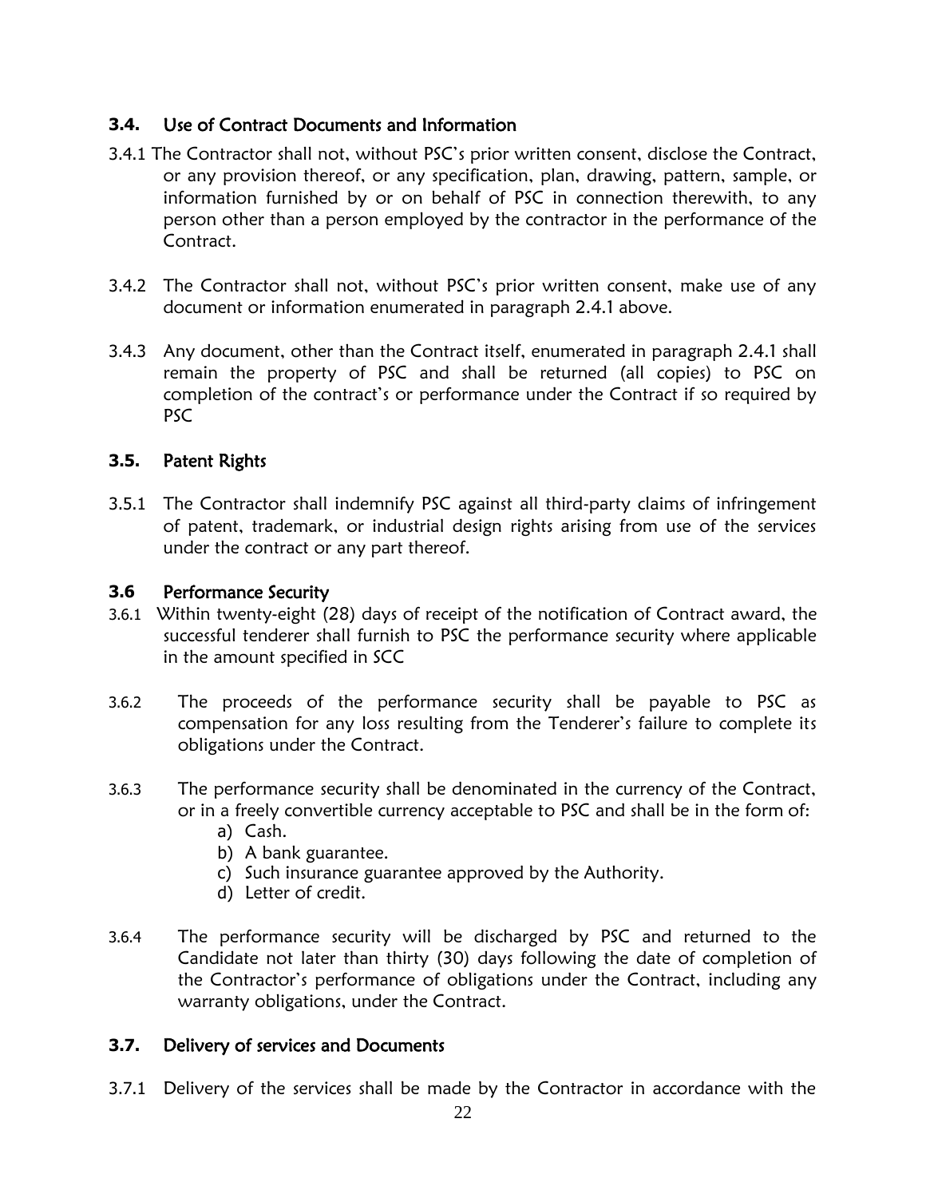### 3.4. Use of Contract Documents and Information

3.4.1 The Contractor shall not, without PSC's prior written consent, disclose the Contract, or any provision thereof, or any specification, plan, drawing, pattern, sample, or information furnished by or on behalf of PSC in connection therewith, to any person other than a person employed by the contractor in the performance of the Contract.

3.4.2 The Contractor shall not, without PSC's prior written consent, make use of any document or information enumerated in paragraph 2.4.1 above.

3.4.3 Any document, other than the Contract itself, enumerated in paragraph 2.4.1 shall remain the property of PSC and shall be returned (all copies) to PSC on completion of the contract's or performance under the Contract if so required by PSC

### 3.5. Patent Rights

3.5.1 The Contractor shall indemnify PSC against all third-party claims of infringement of patent, trademark, or industrial design rights arising from use of the services under the contract or any part thereof.

### 3.6 Performance Security

3.6.1 Within twenty-eight (28) days of receipt of the notification of Contract award, the successful tenderer shall furnish to PSC the performance security where applicable in the amount specified in SCC

3.6.2 The proceeds of the performance security shall be payable to PSC as compensation for any loss resulting from the Tenderer's failure to complete its obligations under the Contract.

3.6.3 The performance security shall be denominated in the currency of the Contract, or in a freely convertible currency acceptable to PSC and shall be in the form of:

a) Cash.
b) A bank guarantee.
c) Such insurance guarantee approved by the Authority.
d) Letter of credit.

3.6.4 The performance security will be discharged by PSC and returned to the Candidate not later than thirty (30) days following the date of completion of the Contractor's performance of obligations under the Contract, including any warranty obligations, under the Contract.

### 3.7. Delivery of services and Documents

3.7.1 Delivery of the services shall be made by the Contractor in accordance with the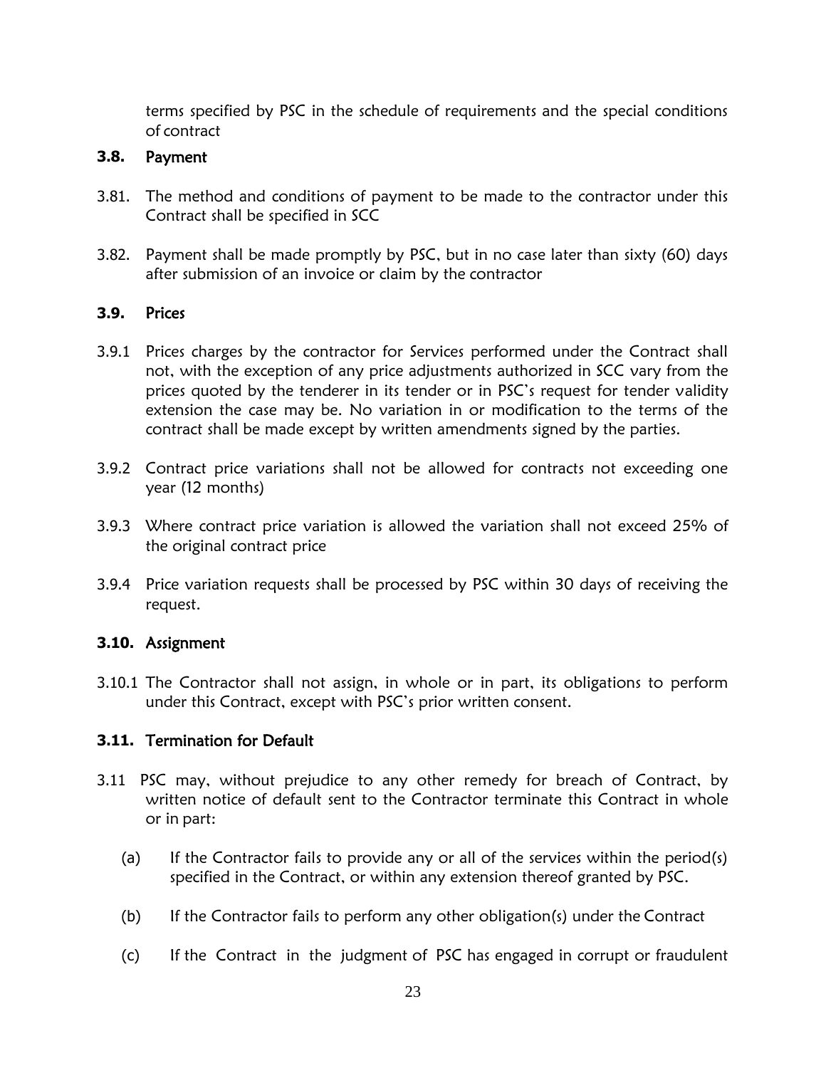terms specified by PSC in the schedule of requirements and the special conditions of contract

### 3.8. Payment

3.81. The method and conditions of payment to be made to the contractor under this Contract shall be specified in SCC

3.82. Payment shall be made promptly by PSC, but in no case later than sixty (60) days after submission of an invoice or claim by the contractor

### 3.9. Prices

3.9.1 Prices charges by the contractor for Services performed under the Contract shall not, with the exception of any price adjustments authorized in SCC vary from the prices quoted by the tenderer in its tender or in PSC's request for tender validity extension the case may be. No variation in or modification to the terms of the contract shall be made except by written amendments signed by the parties.

3.9.2 Contract price variations shall not be allowed for contracts not exceeding one year (12 months)

3.9.3 Where contract price variation is allowed the variation shall not exceed 25% of the original contract price

3.9.4 Price variation requests shall be processed by PSC within 30 days of receiving the request.

### 3.10. Assignment

3.10.1 The Contractor shall not assign, in whole or in part, its obligations to perform under this Contract, except with PSC's prior written consent.

### 3.11. Termination for Default

3.11 PSC may, without prejudice to any other remedy for breach of Contract, by written notice of default sent to the Contractor terminate this Contract in whole or in part:

(a) If the Contractor fails to provide any or all of the services within the period(s) specified in the Contract, or within any extension thereof granted by PSC.

(b) If the Contractor fails to perform any other obligation(s) under the Contract

(c) If the Contract in the judgment of PSC has engaged in corrupt or fraudulent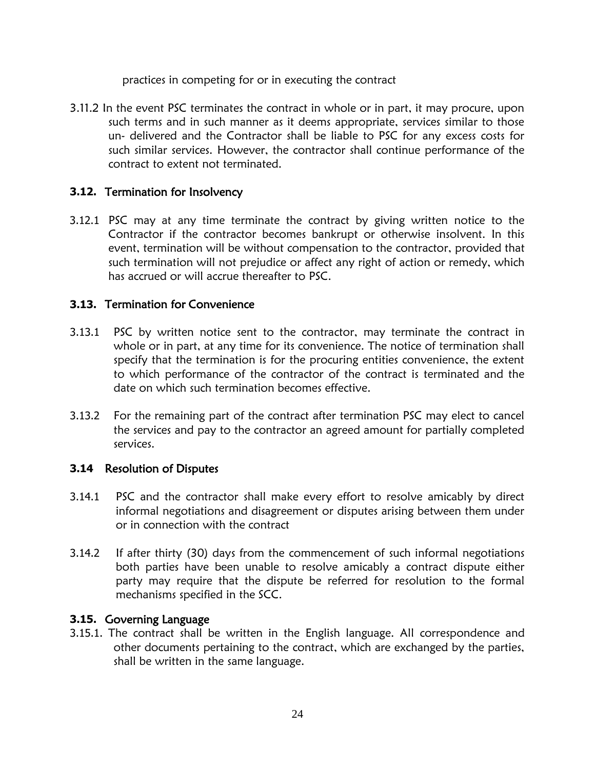practices in competing for or in executing the contract

3.11.2 In the event PSC terminates the contract in whole or in part, it may procure, upon such terms and in such manner as it deems appropriate, services similar to those un- delivered and the Contractor shall be liable to PSC for any excess costs for such similar services. However, the contractor shall continue performance of the contract to extent not terminated.

### 3.12. Termination for Insolvency

3.12.1 PSC may at any time terminate the contract by giving written notice to the Contractor if the contractor becomes bankrupt or otherwise insolvent. In this event, termination will be without compensation to the contractor, provided that such termination will not prejudice or affect any right of action or remedy, which has accrued or will accrue thereafter to PSC.

### 3.13. Termination for Convenience

3.13.1 PSC by written notice sent to the contractor, may terminate the contract in whole or in part, at any time for its convenience. The notice of termination shall specify that the termination is for the procuring entities convenience, the extent to which performance of the contractor of the contract is terminated and the date on which such termination becomes effective.

3.13.2 For the remaining part of the contract after termination PSC may elect to cancel the services and pay to the contractor an agreed amount for partially completed services.

### 3.14 Resolution of Disputes

3.14.1 PSC and the contractor shall make every effort to resolve amicably by direct informal negotiations and disagreement or disputes arising between them under or in connection with the contract

3.14.2 If after thirty (30) days from the commencement of such informal negotiations both parties have been unable to resolve amicably a contract dispute either party may require that the dispute be referred for resolution to the formal mechanisms specified in the SCC.

### 3.15. Governing Language

3.15.1. The contract shall be written in the English language. All correspondence and other documents pertaining to the contract, which are exchanged by the parties, shall be written in the same language.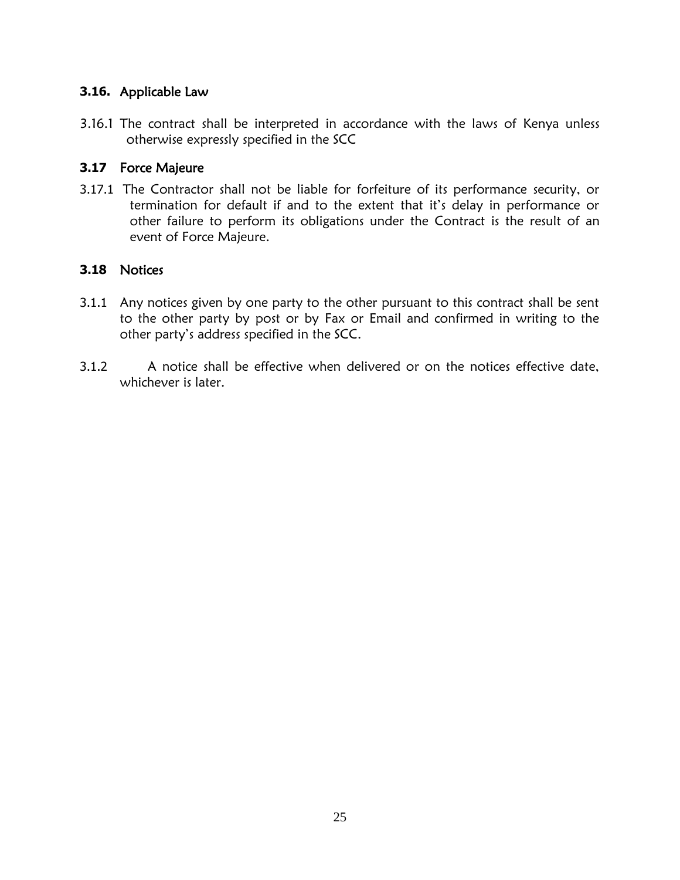### 3.16. Applicable Law

3.16.1 The contract shall be interpreted in accordance with the laws of Kenya unless otherwise expressly specified in the SCC

### 3.17 Force Majeure

3.17.1 The Contractor shall not be liable for forfeiture of its performance security, or termination for default if and to the extent that it's delay in performance or other failure to perform its obligations under the Contract is the result of an event of Force Majeure.

### 3.18 Notices

3.1.1 Any notices given by one party to the other pursuant to this contract shall be sent to the other party by post or by Fax or Email and confirmed in writing to the other party's address specified in the SCC.

3.1.2 A notice shall be effective when delivered or on the notices effective date, whichever is later.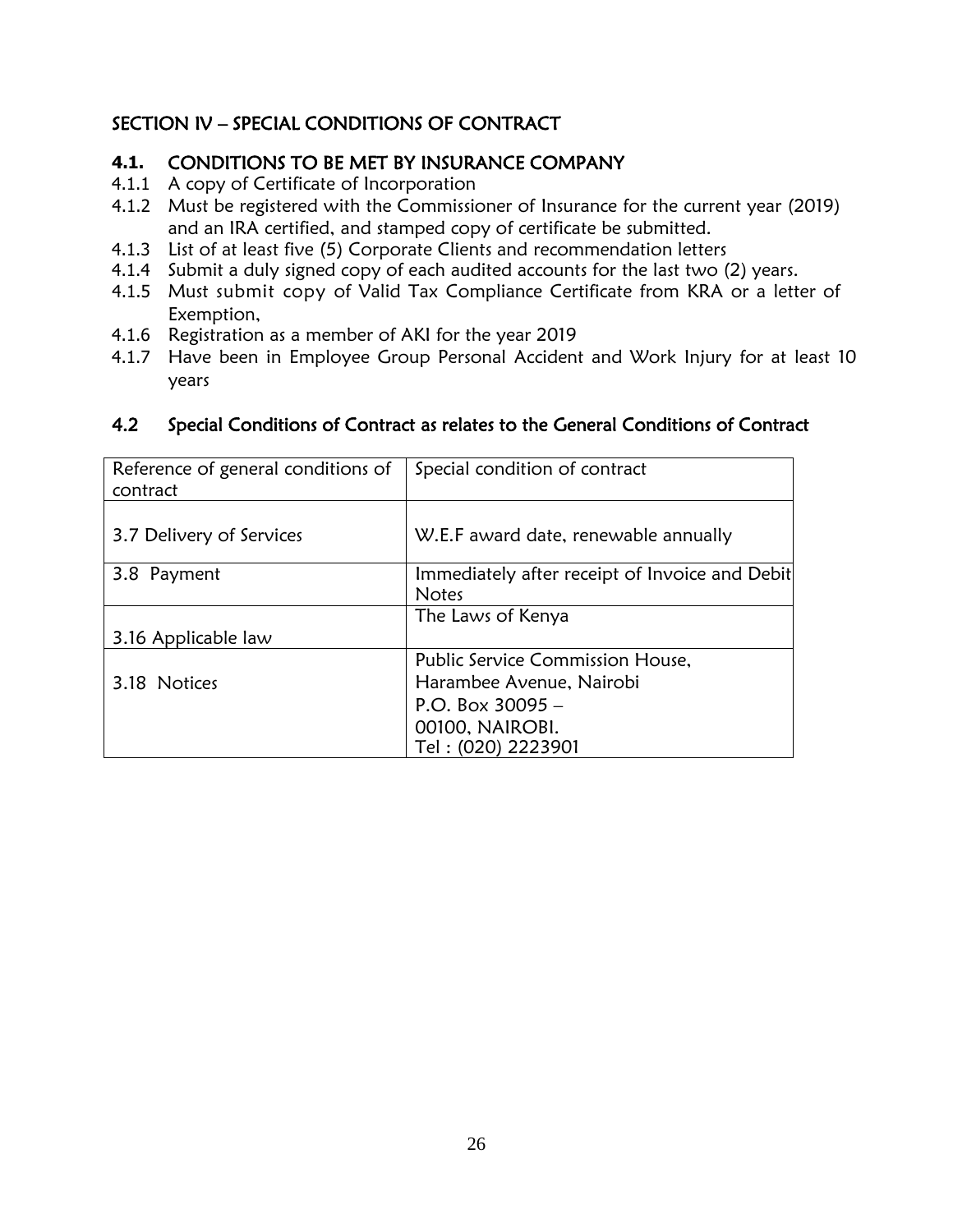## SECTION IV – SPECIAL CONDITIONS OF CONTRACT

### 4.1. CONDITIONS TO BE MET BY INSURANCE COMPANY

4.1.1 A copy of Certificate of Incorporation

4.1.2 Must be registered with the Commissioner of Insurance for the current year (2019) and an IRA certified, and stamped copy of certificate be submitted.

4.1.3 List of at least five (5) Corporate Clients and recommendation letters

4.1.4 Submit a duly signed copy of each audited accounts for the last two (2) years.

4.1.5 Must submit copy of Valid Tax Compliance Certificate from KRA or a letter of Exemption,

4.1.6 Registration as a member of AKI for the year 2019

4.1.7 Have been in Employee Group Personal Accident and Work Injury for at least 10 years

### 4.2 Special Conditions of Contract as relates to the General Conditions of Contract

| Reference of general conditions of contract | Special condition of contract |
|---|---|
| 3.7 Delivery of Services | W.E.F award date, renewable annually |
| 3.8 Payment | Immediately after receipt of Invoice and Debit Notes |
| 3.16 Applicable law | The Laws of Kenya |
| 3.18 Notices | Public Service Commission House, Harambee Avenue, Nairobi P.O. Box 30095 – 00100, NAIROBI. Tel : (020) 2223901 |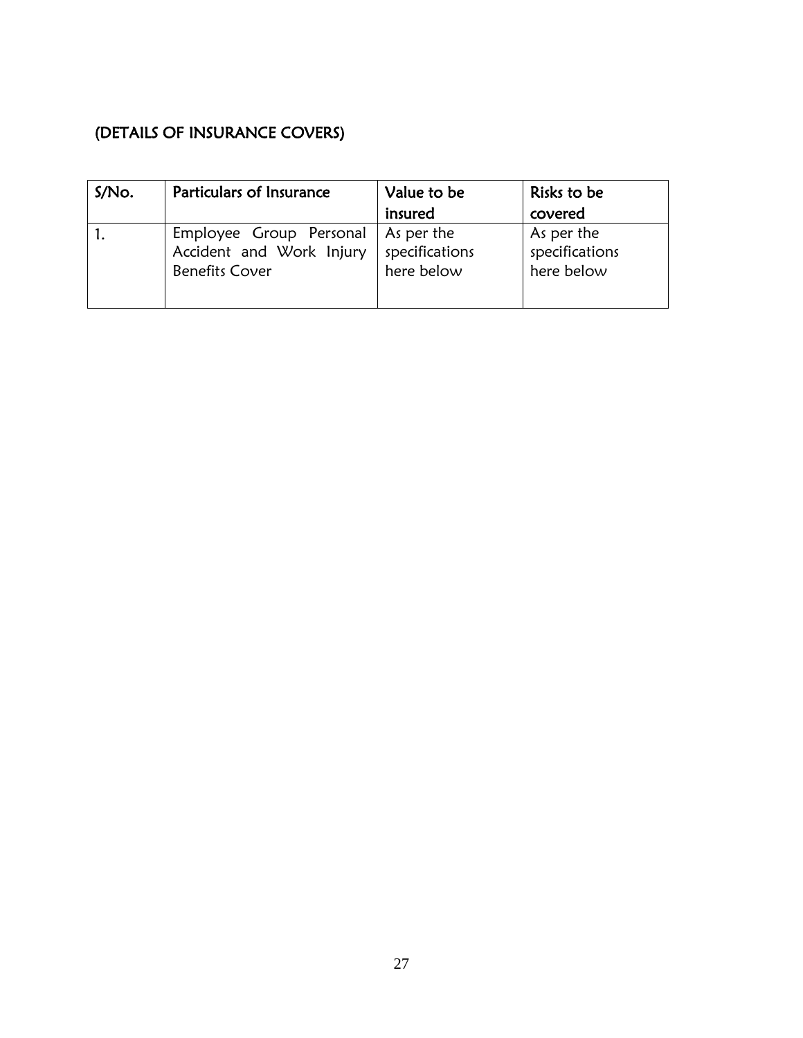## (DETAILS OF INSURANCE COVERS)

| S/No. | Particulars of Insurance | Value to be insured | Risks to be covered |
|---|---|---|---|
| 1. | Employee Group Personal Accident and Work Injury Benefits Cover | As per the specifications here below | As per the specifications here below |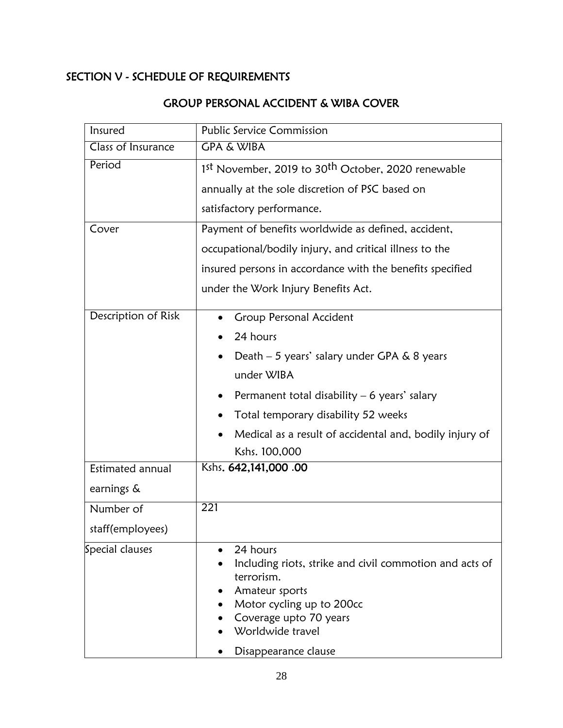## SECTION V - SCHEDULE OF REQUIREMENTS

### GROUP PERSONAL ACCIDENT & WIBA COVER

| Insured | Public Service Commission |
|---|---|
| Class of Insurance | GPA & WIBA |
| Period | 1st November, 2019 to 30th October, 2020 renewable annually at the sole discretion of PSC based on satisfactory performance. |
| Cover | Payment of benefits worldwide as defined, accident, occupational/bodily injury, and critical illness to the insured persons in accordance with the benefits specified under the Work Injury Benefits Act. |
| Description of Risk | • Group Personal Accident<br>• 24 hours<br>• Death – 5 years' salary under GPA & 8 years under WIBA<br>• Permanent total disability – 6 years' salary<br>• Total temporary disability 52 weeks<br>• Medical as a result of accidental and, bodily injury of Kshs. 100,000 |
| Estimated annual earnings & | Kshs. **642,141,000 .00** |
| Number of staff(employees) | 221 |
| Special clauses | • 24 hours<br>• Including riots, strike and civil commotion and acts of terrorism.<br>• Amateur sports<br>• Motor cycling up to 200cc<br>• Coverage upto 70 years<br>• Worldwide travel<br>• Disappearance clause |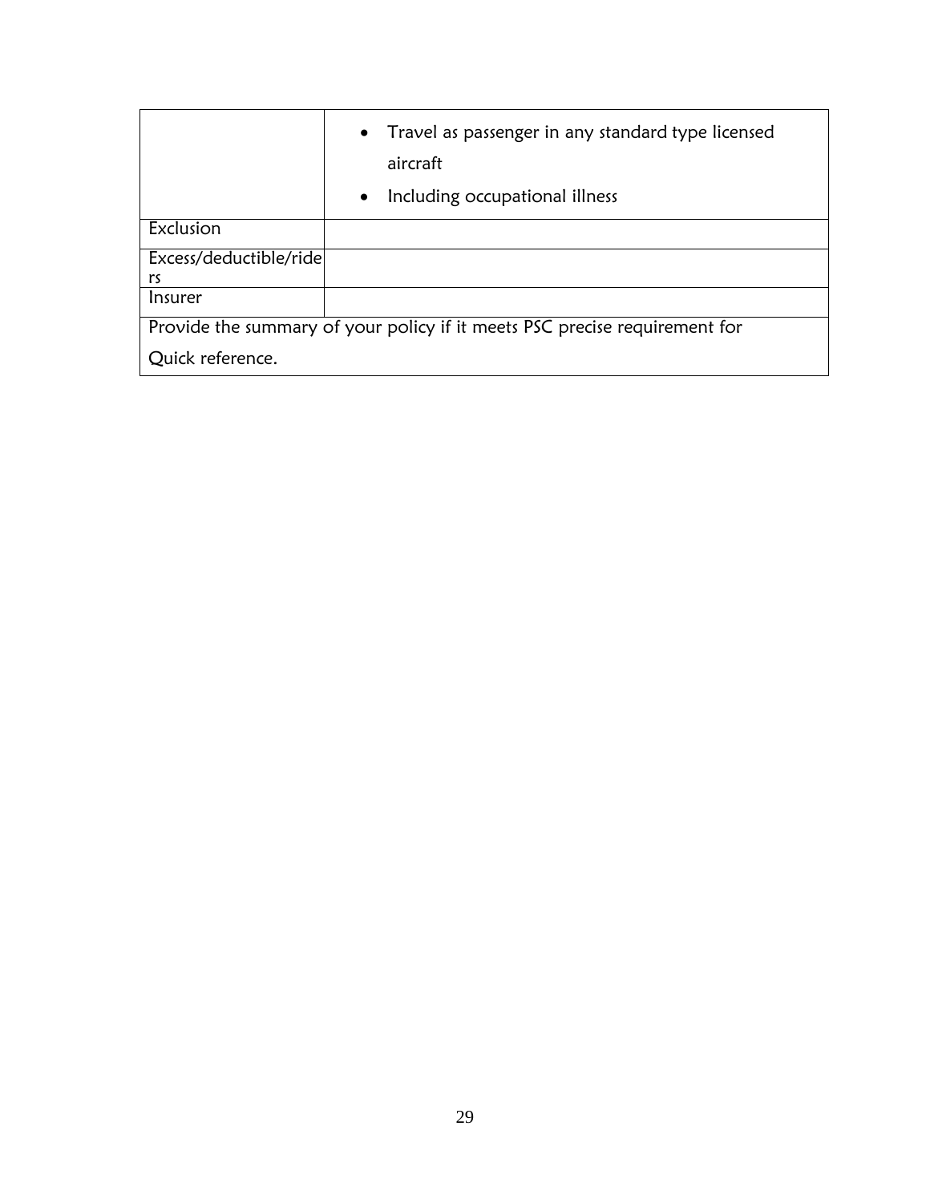| | |
|---|---|
| | • Travel as passenger in any standard type licensed aircraft<br>• Including occupational illness |
| Exclusion | |
| Excess/deductible/riders | |
| Insurer | |
| Provide the summary of your policy if it meets PSC precise requirement for Quick reference. | |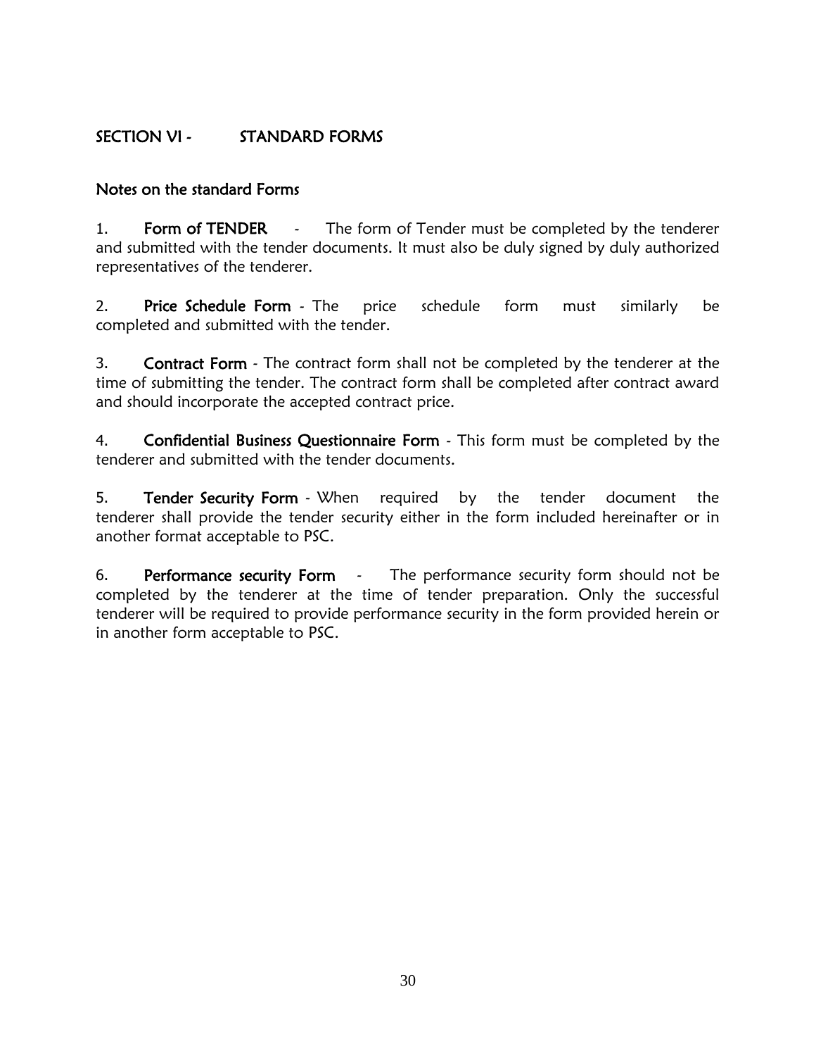## SECTION VI - STANDARD FORMS

### Notes on the standard Forms

1. **Form of TENDER** - The form of Tender must be completed by the tenderer and submitted with the tender documents. It must also be duly signed by duly authorized representatives of the tenderer.

2. **Price Schedule Form** - The price schedule form must similarly be completed and submitted with the tender.

3. **Contract Form** - The contract form shall not be completed by the tenderer at the time of submitting the tender. The contract form shall be completed after contract award and should incorporate the accepted contract price.

4. **Confidential Business Questionnaire Form** - This form must be completed by the tenderer and submitted with the tender documents.

5. **Tender Security Form** - When required by the tender document the tenderer shall provide the tender security either in the form included hereinafter or in another format acceptable to PSC.

6. **Performance security Form** - The performance security form should not be completed by the tenderer at the time of tender preparation. Only the successful tenderer will be required to provide performance security in the form provided herein or in another form acceptable to PSC.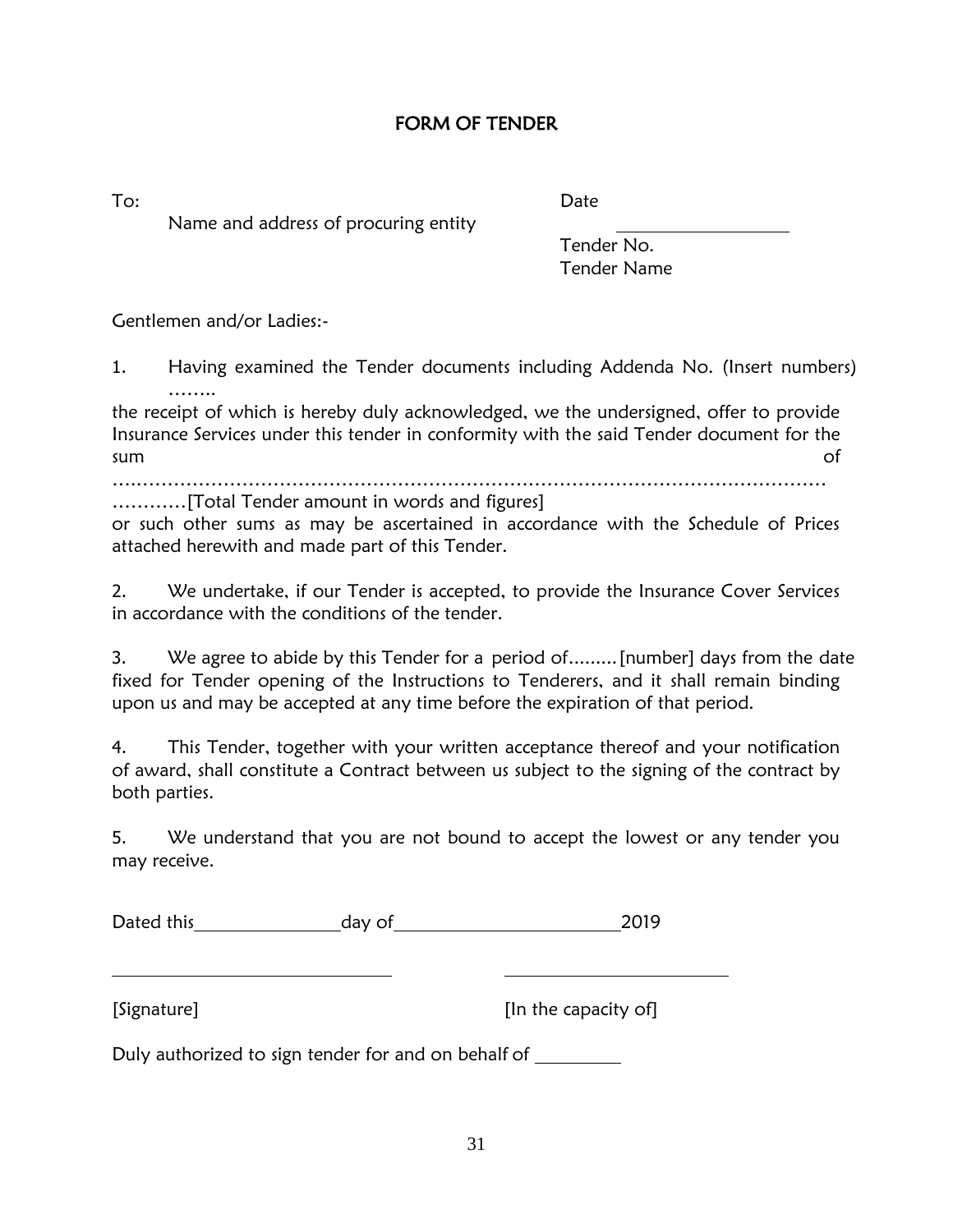# FORM OF TENDER

To:

Name and address of procuring entity

Date \_\_\_\_\_\_\_\_\_\_\_\_\_\_\_\_\_\_

Tender No.

Tender Name

Gentlemen and/or Ladies:-

1. Having examined the Tender documents including Addenda No. (Insert numbers) ……..

the receipt of which is hereby duly acknowledged, we the undersigned, offer to provide Insurance Services under this tender in conformity with the said Tender document for the sum of …………………………………………………………………………………………………… …………[Total Tender amount in words and figures]

or such other sums as may be ascertained in accordance with the Schedule of Prices attached herewith and made part of this Tender.

2. We undertake, if our Tender is accepted, to provide the Insurance Cover Services in accordance with the conditions of the tender.

3. We agree to abide by this Tender for a period of.........[number] days from the date fixed for Tender opening of the Instructions to Tenderers, and it shall remain binding upon us and may be accepted at any time before the expiration of that period.

4. This Tender, together with your written acceptance thereof and your notification of award, shall constitute a Contract between us subject to the signing of the contract by both parties.

5. We understand that you are not bound to accept the lowest or any tender you may receive.

Dated this\_\_\_\_\_\_\_\_\_\_\_\_\_\_\_\_day of\_\_\_\_\_\_\_\_\_\_\_\_\_\_\_\_\_\_\_\_\_\_\_\_2019

\_\_\_\_\_\_\_\_\_\_\_\_\_\_\_\_\_\_\_\_\_\_\_\_\_\_\_\_\_\_ \_\_\_\_\_\_\_\_\_\_\_\_\_\_\_\_\_\_\_\_\_\_\_\_\_\_

[Signature] [In the capacity of]

Duly authorized to sign tender for and on behalf of \_\_\_\_\_\_\_\_\_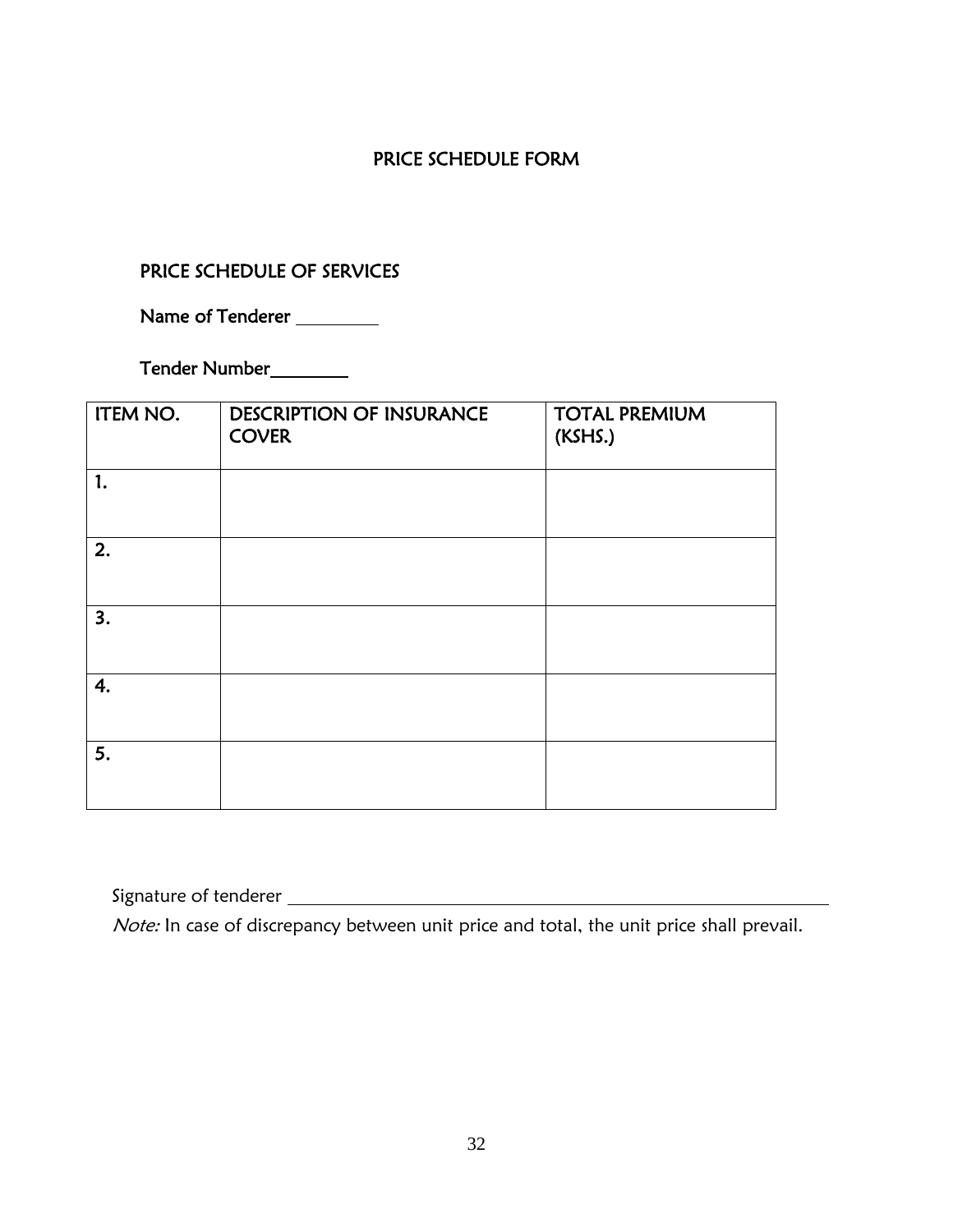## PRICE SCHEDULE FORM

### PRICE SCHEDULE OF SERVICES

Name of Tenderer __________

Tender Number_________

| ITEM NO. | DESCRIPTION OF INSURANCE COVER | TOTAL PREMIUM (KSHS.) |
|---|---|---|
| 1. | | |
| 2. | | |
| 3. | | |
| 4. | | |
| 5. | | |

Signature of tenderer ____________________________________________________________

*Note:* In case of discrepancy between unit price and total, the unit price shall prevail.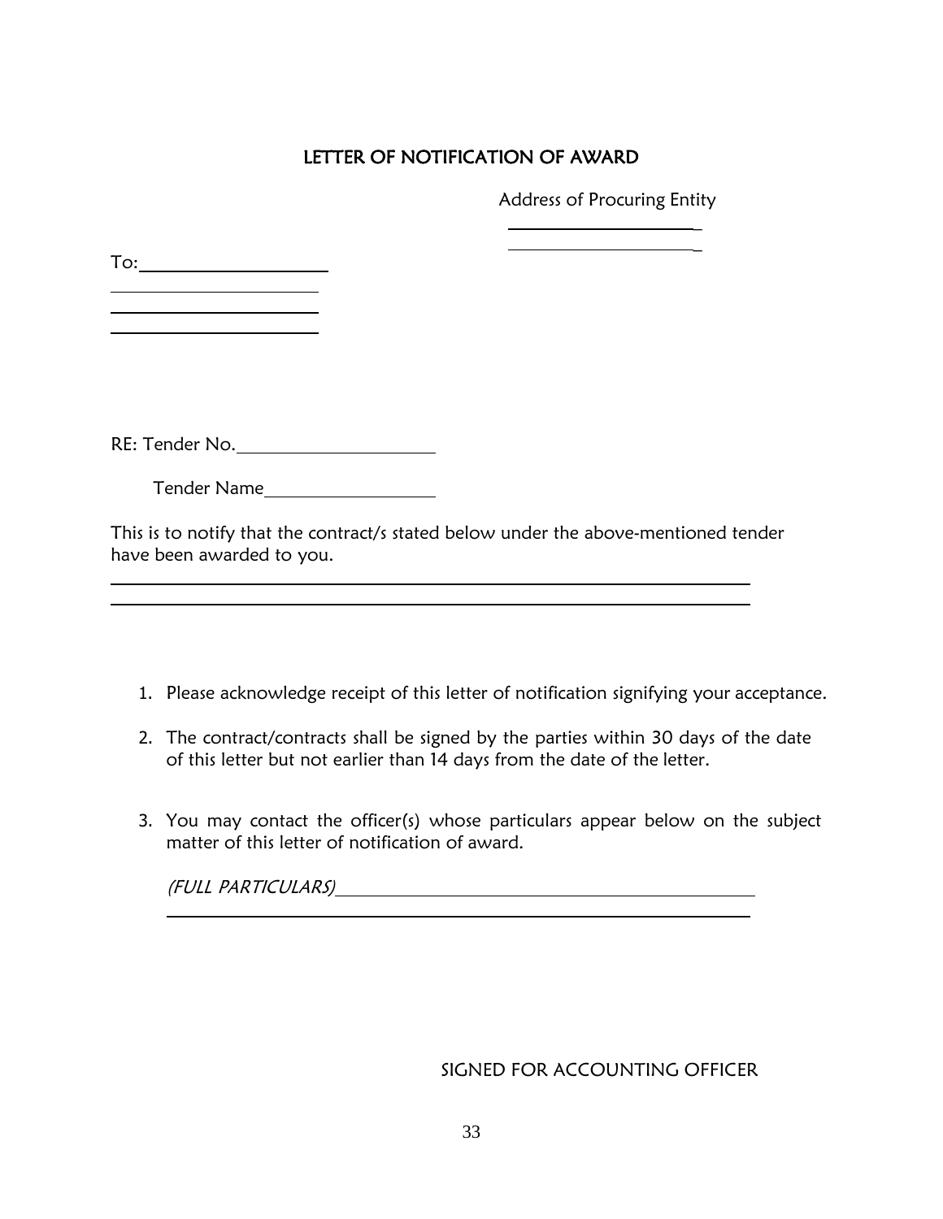## LETTER OF NOTIFICATION OF AWARD

Address of Procuring Entity

\_\_\_\_\_\_\_\_\_\_\_\_\_\_\_\_\_\_\_\_

\_\_\_\_\_\_\_\_\_\_\_\_\_\_\_\_\_\_\_\_

To: \_\_\_\_\_\_\_\_\_\_\_\_\_\_\_\_\_\_\_\_

\_\_\_\_\_\_\_\_\_\_\_\_\_\_\_\_\_\_\_\_

\_\_\_\_\_\_\_\_\_\_\_\_\_\_\_\_\_\_\_\_

\_\_\_\_\_\_\_\_\_\_\_\_\_\_\_\_\_\_\_\_

RE: Tender No. \_\_\_\_\_\_\_\_\_\_\_\_\_\_\_\_\_\_\_\_

Tender Name \_\_\_\_\_\_\_\_\_\_\_\_\_\_\_\_\_\_\_\_

This is to notify that the contract/s stated below under the above-mentioned tender have been awarded to you.

\_\_\_\_\_\_\_\_\_\_\_\_\_\_\_\_\_\_\_\_\_\_\_\_\_\_\_\_\_\_\_\_\_\_\_\_\_\_\_\_\_\_\_\_\_\_\_\_\_\_\_\_\_\_\_\_\_\_\_\_\_\_\_\_

\_\_\_\_\_\_\_\_\_\_\_\_\_\_\_\_\_\_\_\_\_\_\_\_\_\_\_\_\_\_\_\_\_\_\_\_\_\_\_\_\_\_\_\_\_\_\_\_\_\_\_\_\_\_\_\_\_\_\_\_\_\_\_\_

1. Please acknowledge receipt of this letter of notification signifying your acceptance.

2. The contract/contracts shall be signed by the parties within 30 days of the date of this letter but not earlier than 14 days from the date of the letter.

3. You may contact the officer(s) whose particulars appear below on the subject matter of this letter of notification of award.

   *(FULL PARTICULARS)* \_\_\_\_\_\_\_\_\_\_\_\_\_\_\_\_\_\_\_\_\_\_\_\_\_\_\_\_\_\_\_\_\_\_\_\_\_\_\_\_

   \_\_\_\_\_\_\_\_\_\_\_\_\_\_\_\_\_\_\_\_\_\_\_\_\_\_\_\_\_\_\_\_\_\_\_\_\_\_\_\_\_\_\_\_\_\_\_\_\_\_\_\_\_\_\_\_\_\_\_\_

SIGNED FOR ACCOUNTING OFFICER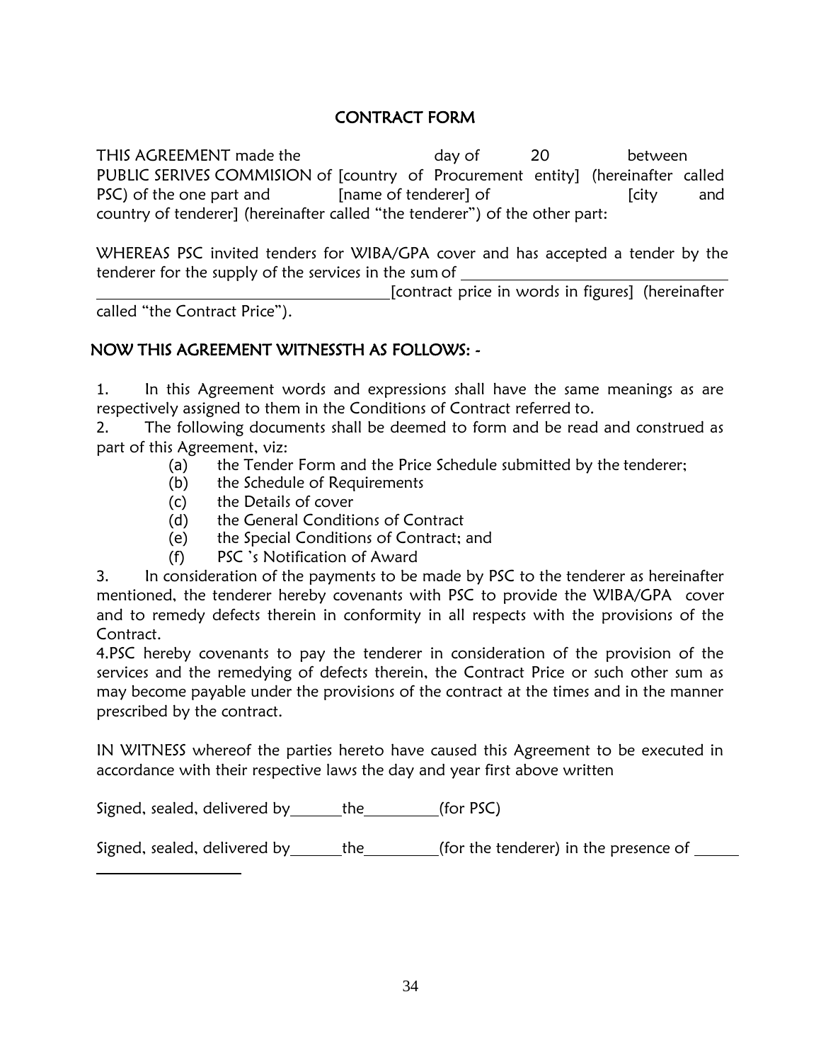# CONTRACT FORM

THIS AGREEMENT made the ______ day of ______ 20 ______ between PUBLIC SERIVES COMMISION of [country of Procurement entity] (hereinafter called PSC) of the one part and ______ [name of tenderer] of ______ [city and country of tenderer] (hereinafter called "the tenderer") of the other part:

WHEREAS PSC invited tenders for WIBA/GPA cover and has accepted a tender by the tenderer for the supply of the services in the sum of ____________________________________________ [contract price in words in figures] (hereinafter called "the Contract Price").

## NOW THIS AGREEMENT WITNESSTH AS FOLLOWS: -

1. In this Agreement words and expressions shall have the same meanings as are respectively assigned to them in the Conditions of Contract referred to.
2. The following documents shall be deemed to form and be read and construed as part of this Agreement, viz:
   - (a) the Tender Form and the Price Schedule submitted by the tenderer;
   - (b) the Schedule of Requirements
   - (c) the Details of cover
   - (d) the General Conditions of Contract
   - (e) the Special Conditions of Contract; and
   - (f) PSC 's Notification of Award
3. In consideration of the payments to be made by PSC to the tenderer as hereinafter mentioned, the tenderer hereby covenants with PSC to provide the WIBA/GPA cover and to remedy defects therein in conformity in all respects with the provisions of the Contract.
4. PSC hereby covenants to pay the tenderer in consideration of the provision of the services and the remedying of defects therein, the Contract Price or such other sum as may become payable under the provisions of the contract at the times and in the manner prescribed by the contract.

IN WITNESS whereof the parties hereto have caused this Agreement to be executed in accordance with their respective laws the day and year first above written

Signed, sealed, delivered by______the__________(for PSC)

Signed, sealed, delivered by______the__________(for the tenderer) in the presence of ______
____________________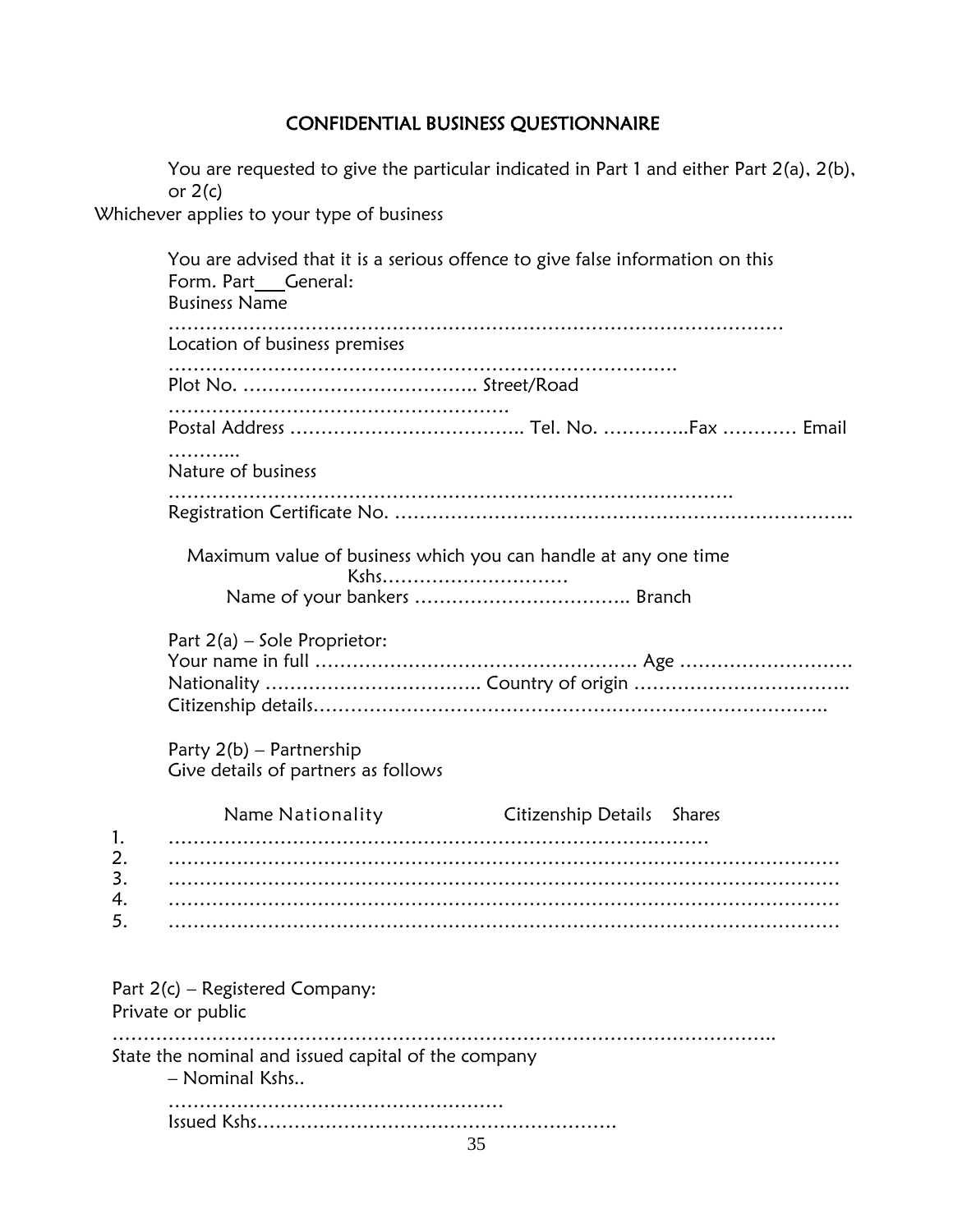# CONFIDENTIAL BUSINESS QUESTIONNAIRE

You are requested to give the particular indicated in Part 1 and either Part 2(a), 2(b), or 2(c)
Whichever applies to your type of business

You are advised that it is a serious offence to give false information on this Form. Part___General:

Business Name
…………………………………………………………………………………………
Location of business premises
………………………………………………………………………….
Plot No. ……………………………….. Street/Road
……………………………………………….
Postal Address ……………………………….. Tel. No. …………..Fax ………… Email
………..
Nature of business
…………………………………………………………………………………
Registration Certificate No. ………………………………………………………………..

Maximum value of business which you can handle at any one time
Kshs…………………………
Name of your bankers …………………………….. Branch

Part 2(a) – Sole Proprietor:
Your name in full ……………………………………………. Age ……………………….
Nationality …………………………….. Country of origin ……………………………..
Citizenship details………………………………………………………………………..

Party 2(b) – Partnership
Give details of partners as follows

Name Nationality Citizenship Details Shares

1. ……………………………………………………………………………
2. ………………………………………………………………………………………………
3. ………………………………………………………………………………………………
4. ………………………………………………………………………………………………
5. ………………………………………………………………………………………………

Part 2(c) – Registered Company:
Private or public
…………………………………………………………………………………………….
State the nominal and issued capital of the company
– Nominal Kshs..
………………………………………………
Issued Kshs………………………………………………….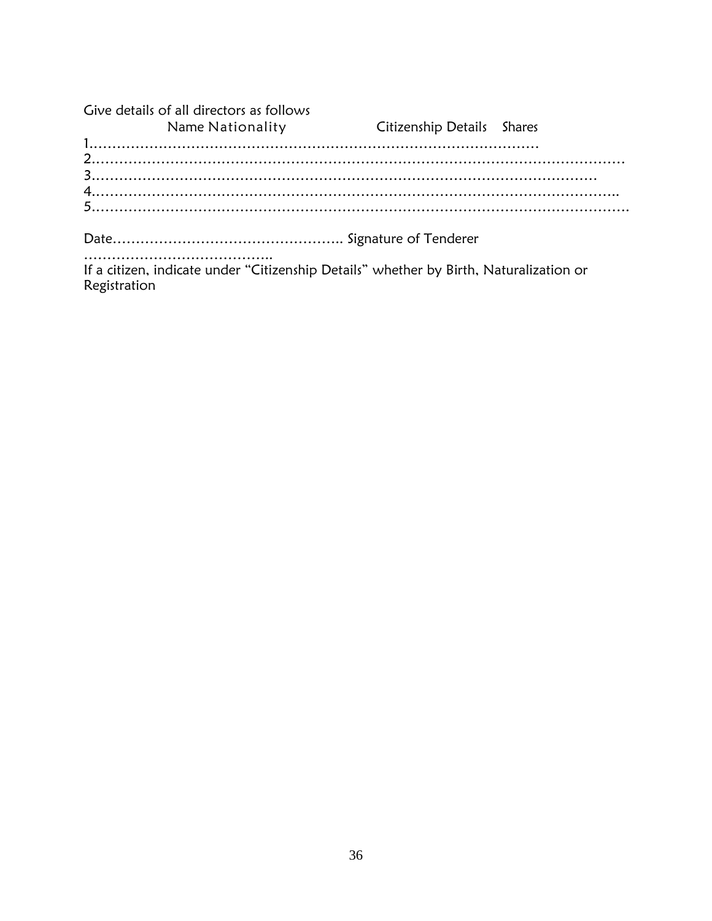Give details of all directors as follows

Name Nationality Citizenship Details Shares

1………………………………………………………………………………………

2……………………………………………………………………………………………………………

3………………………………………………………………………………………………………

4……………………………………………………………………………………………………….

5…………………………………………………………………………………………………………….

Date………………………………………….. Signature of Tenderer

…………………………………..

If a citizen, indicate under "Citizenship Details" whether by Birth, Naturalization or Registration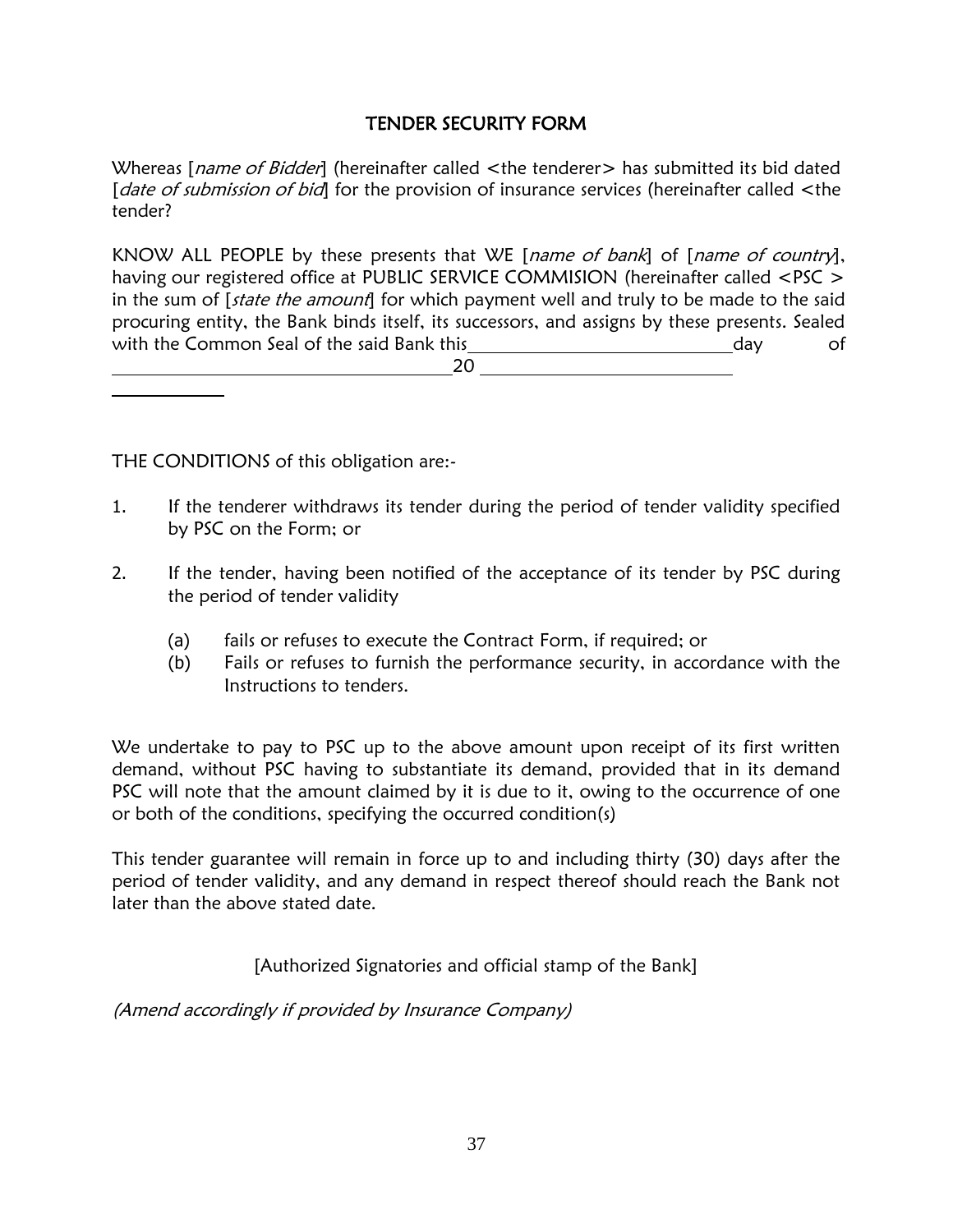## TENDER SECURITY FORM

Whereas [*name of Bidder*] (hereinafter called <the tenderer> has submitted its bid dated [*date of submission of bid*] for the provision of insurance services (hereinafter called <the tender?

KNOW ALL PEOPLE by these presents that WE [*name of bank*] of [*name of country*], having our registered office at PUBLIC SERVICE COMMISION (hereinafter called <PSC > in the sum of [*state the amount*] for which payment well and truly to be made to the said procuring entity, the Bank binds itself, its successors, and assigns by these presents. Sealed with the Common Seal of the said Bank this\_\_\_\_\_\_\_\_\_\_\_\_\_\_\_\_\_\_\_\_\_\_\_\_\_\_\_\_day of \_\_\_\_\_\_\_\_\_\_\_\_\_\_\_\_\_\_\_\_\_\_\_\_\_\_\_\_\_\_\_\_\_\_\_\_20 \_\_\_\_\_\_\_\_\_\_\_\_\_\_\_\_\_\_\_\_\_\_\_\_\_\_

\_\_\_\_\_\_\_\_\_\_\_\_

THE CONDITIONS of this obligation are:-

1. If the tenderer withdraws its tender during the period of tender validity specified by PSC on the Form; or

2. If the tender, having been notified of the acceptance of its tender by PSC during the period of tender validity
   - (a) fails or refuses to execute the Contract Form, if required; or
   - (b) Fails or refuses to furnish the performance security, in accordance with the Instructions to tenders.

We undertake to pay to PSC up to the above amount upon receipt of its first written demand, without PSC having to substantiate its demand, provided that in its demand PSC will note that the amount claimed by it is due to it, owing to the occurrence of one or both of the conditions, specifying the occurred condition(s)

This tender guarantee will remain in force up to and including thirty (30) days after the period of tender validity, and any demand in respect thereof should reach the Bank not later than the above stated date.

[Authorized Signatories and official stamp of the Bank]

*(Amend accordingly if provided by Insurance Company)*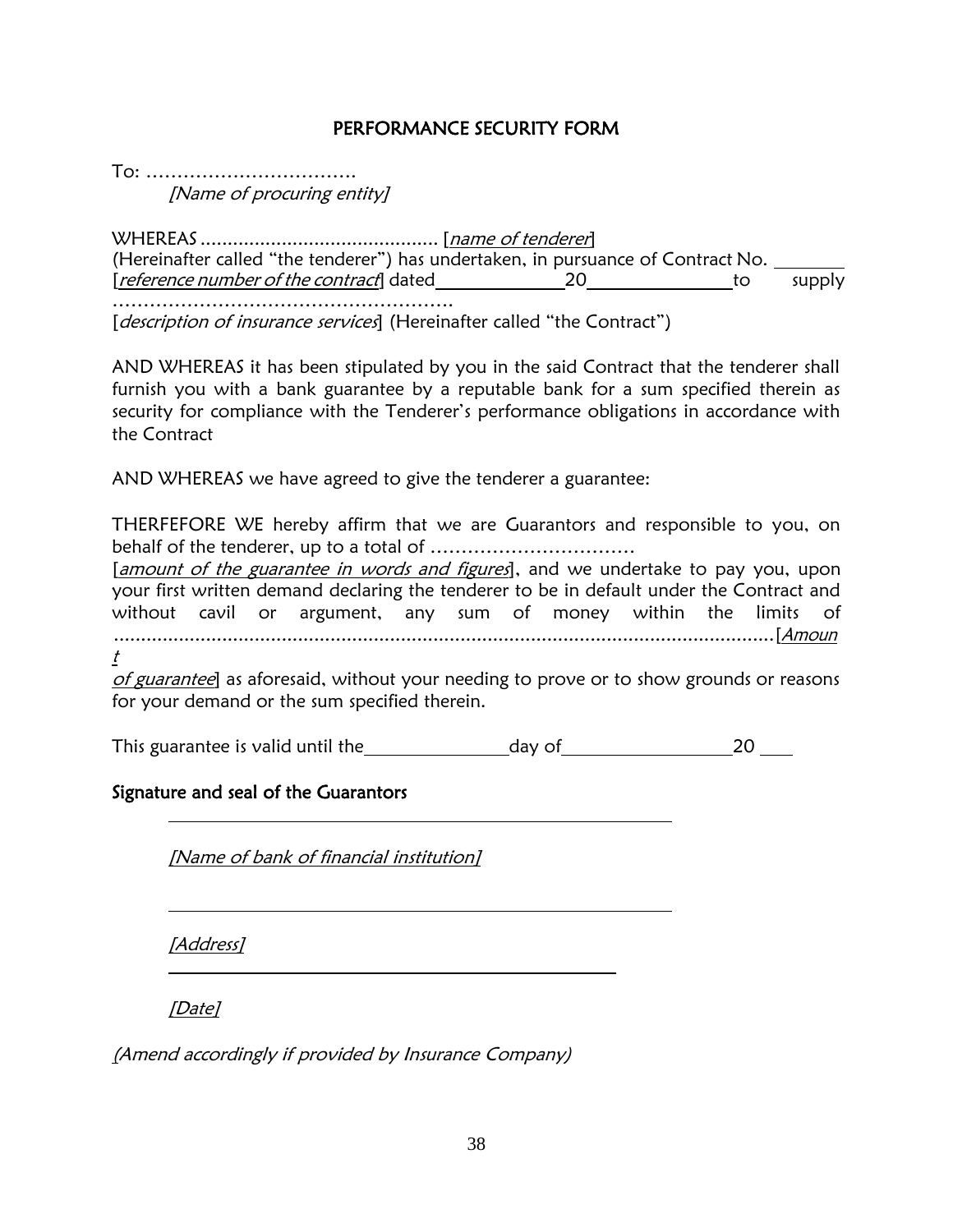## PERFORMANCE SECURITY FORM

To: …………………………….
*[Name of procuring entity]*

WHEREAS ............................................ [*name of tenderer*]
(Hereinafter called "the tenderer") has undertaken, in pursuance of Contract No. ________ [*reference number of the contract*] dated______________20________________to supply ………………………………………………. [*description of insurance services*] (Hereinafter called "the Contract")

AND WHEREAS it has been stipulated by you in the said Contract that the tenderer shall furnish you with a bank guarantee by a reputable bank for a sum specified therein as security for compliance with the Tenderer's performance obligations in accordance with the Contract

AND WHEREAS we have agreed to give the tenderer a guarantee:

THERFEFORE WE hereby affirm that we are Guarantors and responsible to you, on behalf of the tenderer, up to a total of …………………………… [*amount of the guarantee in words and figures*], and we undertake to pay you, upon your first written demand declaring the tenderer to be in default under the Contract and without cavil or argument, any sum of money within the limits of ..........................................................................................................................[*Amount of guarantee*] as aforesaid, without your needing to prove or to show grounds or reasons for your demand or the sum specified therein.

This guarantee is valid until the________________day of__________________20 ___

**Signature and seal of the Guarantors**

_______________________________________________

*[Name of bank of financial institution]*

_______________________________________________

*[Address]*

_______________________________________________

*[Date]*

*(Amend accordingly if provided by Insurance Company)*